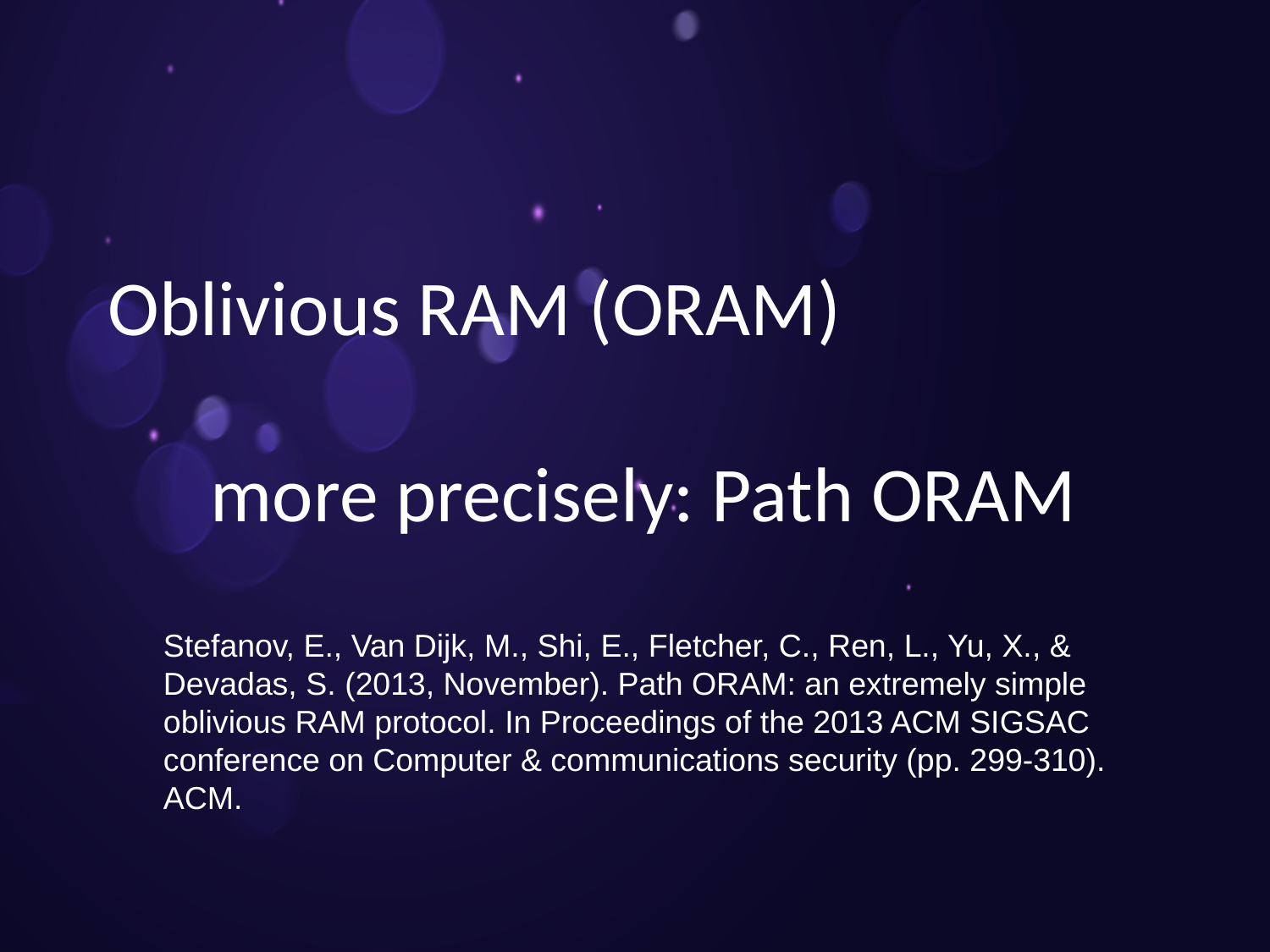# Oblivious RAM (ORAM)

## more precisely: Path ORAM

Stefanov, E., Van Dijk, M., Shi, E., Fletcher, C., Ren, L., Yu, X., & Devadas, S. (2013, November). Path ORAM: an extremely simple oblivious RAM protocol. In Proceedings of the 2013 ACM SIGSAC conference on Computer & communications security (pp. 299-310). ACM.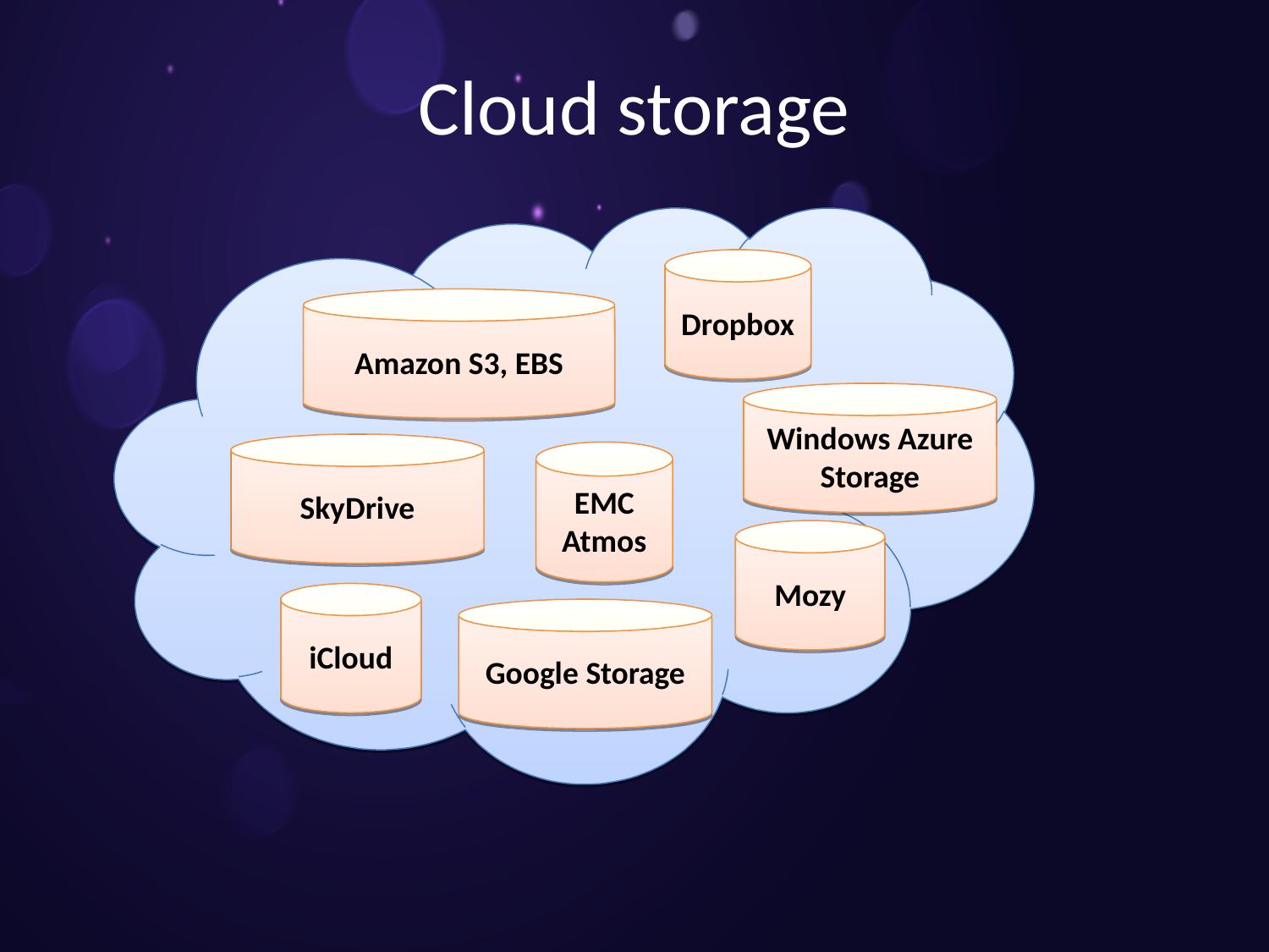# Cloud storage

- Amazon S3, EBS
- Dropbox
- Windows Azure Storage
- SkyDrive
- EMC Atmos
- Mozy
- iCloud
- Google Storage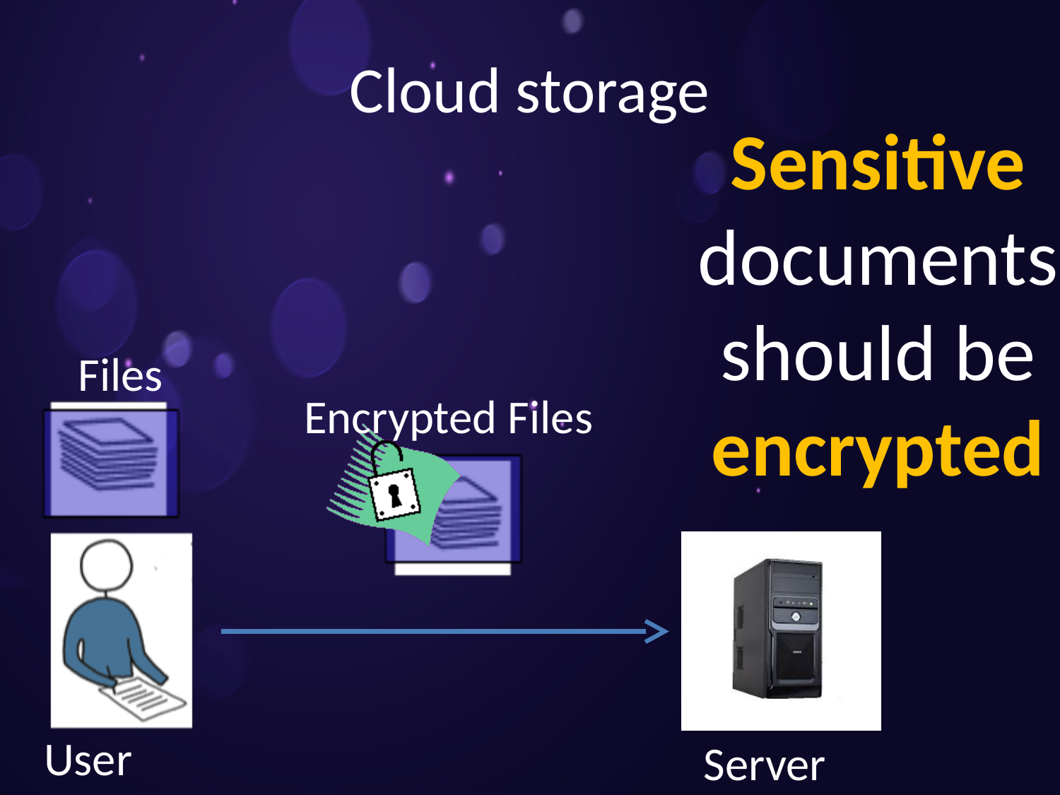# Cloud storage

**Sensitive** documents should be **encrypted**

Files

Encrypted Files

User

Server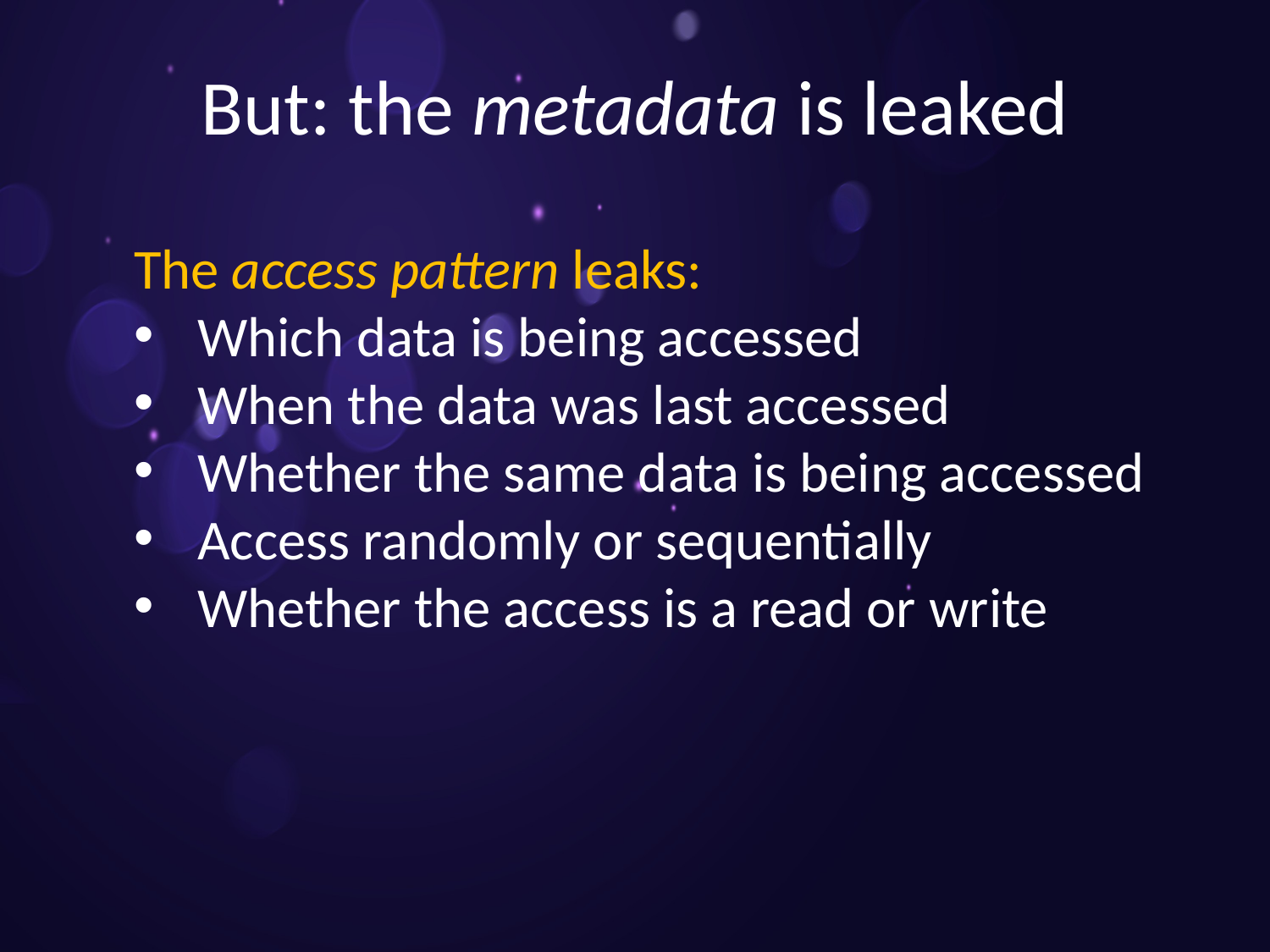# But: the *metadata* is leaked

The *access pattern* leaks:

- Which data is being accessed
- When the data was last accessed
- Whether the same data is being accessed
- Access randomly or sequentially
- Whether the access is a read or write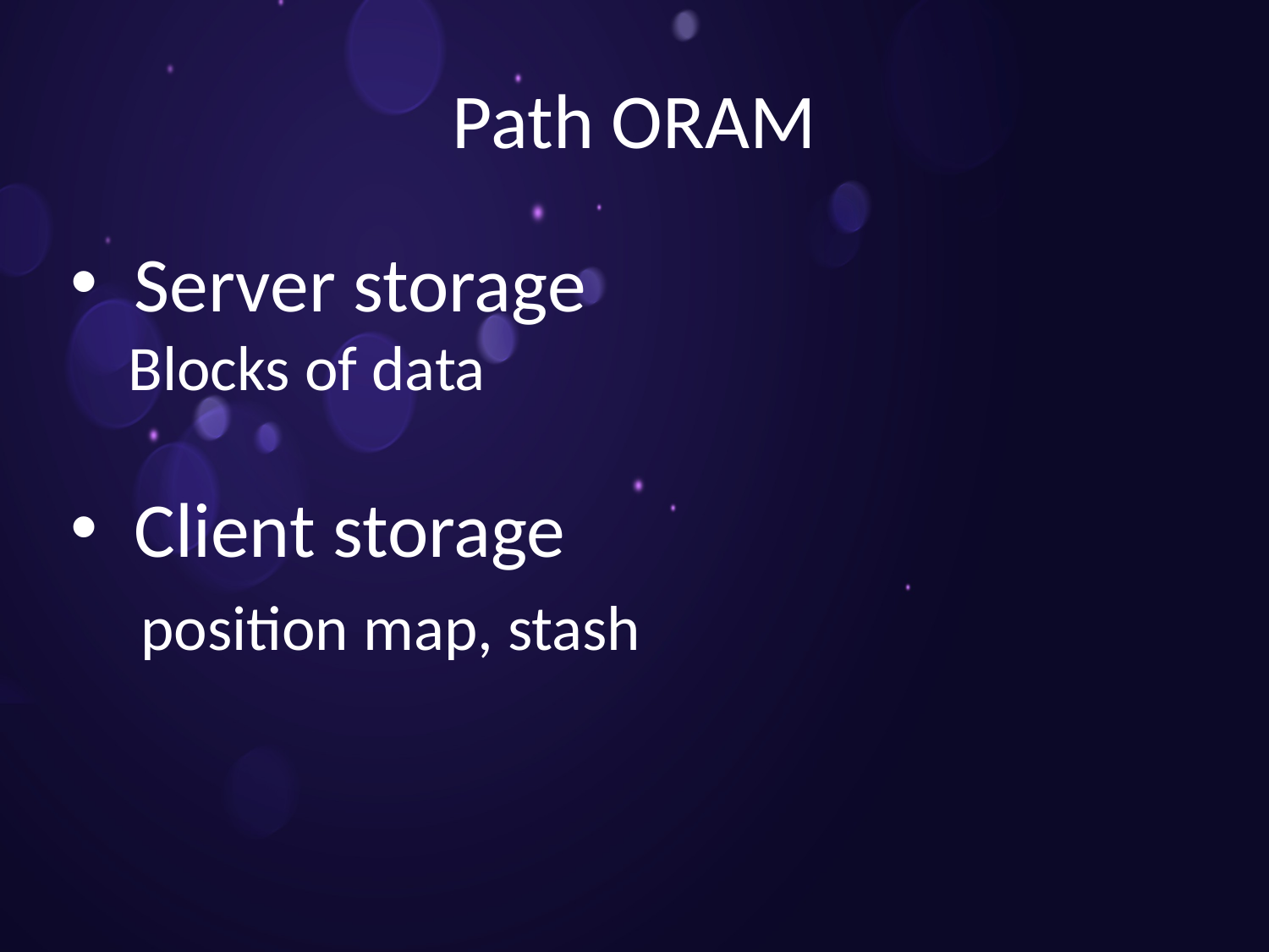# Path ORAM

- Server storage

  Blocks of data

- Client storage

  position map, stash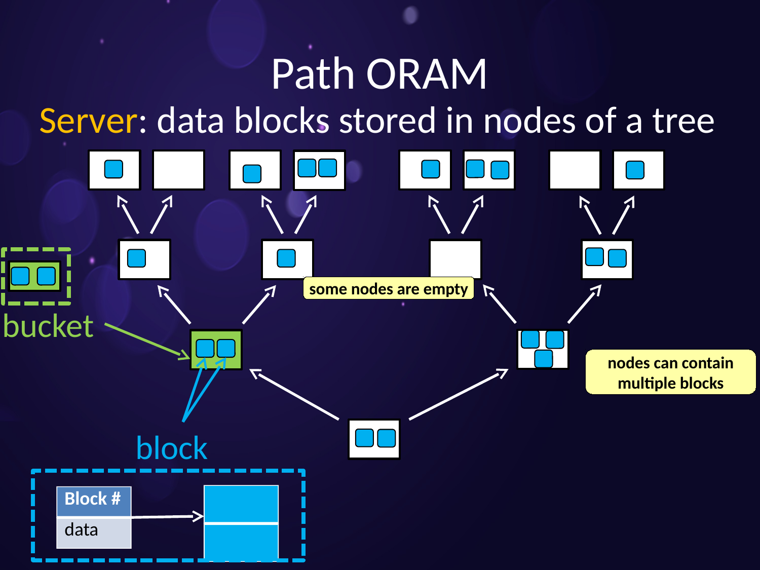# Path ORAM

## Server: data blocks stored in nodes of a tree

some nodes are empty

nodes can contain multiple blocks

bucket

block

| Block # |
| --- |
| data |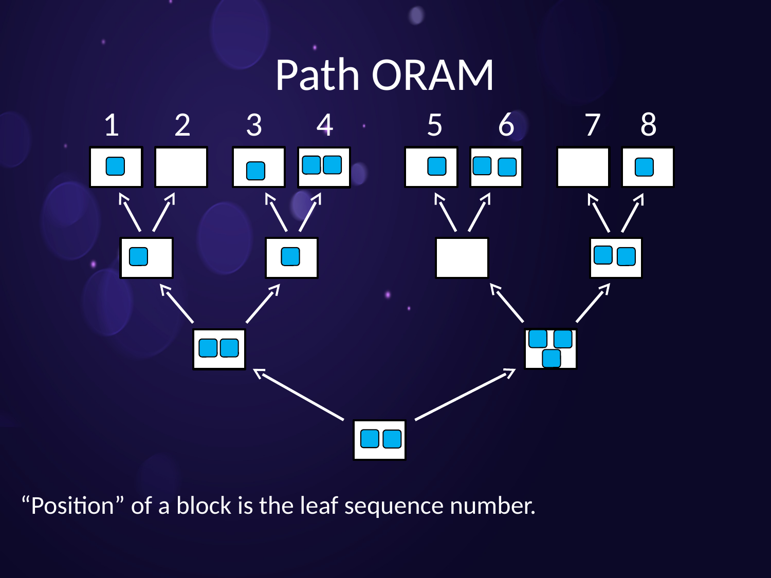# Path ORAM

1 2 3 4 5 6 7 8

"Position" of a block is the leaf sequence number.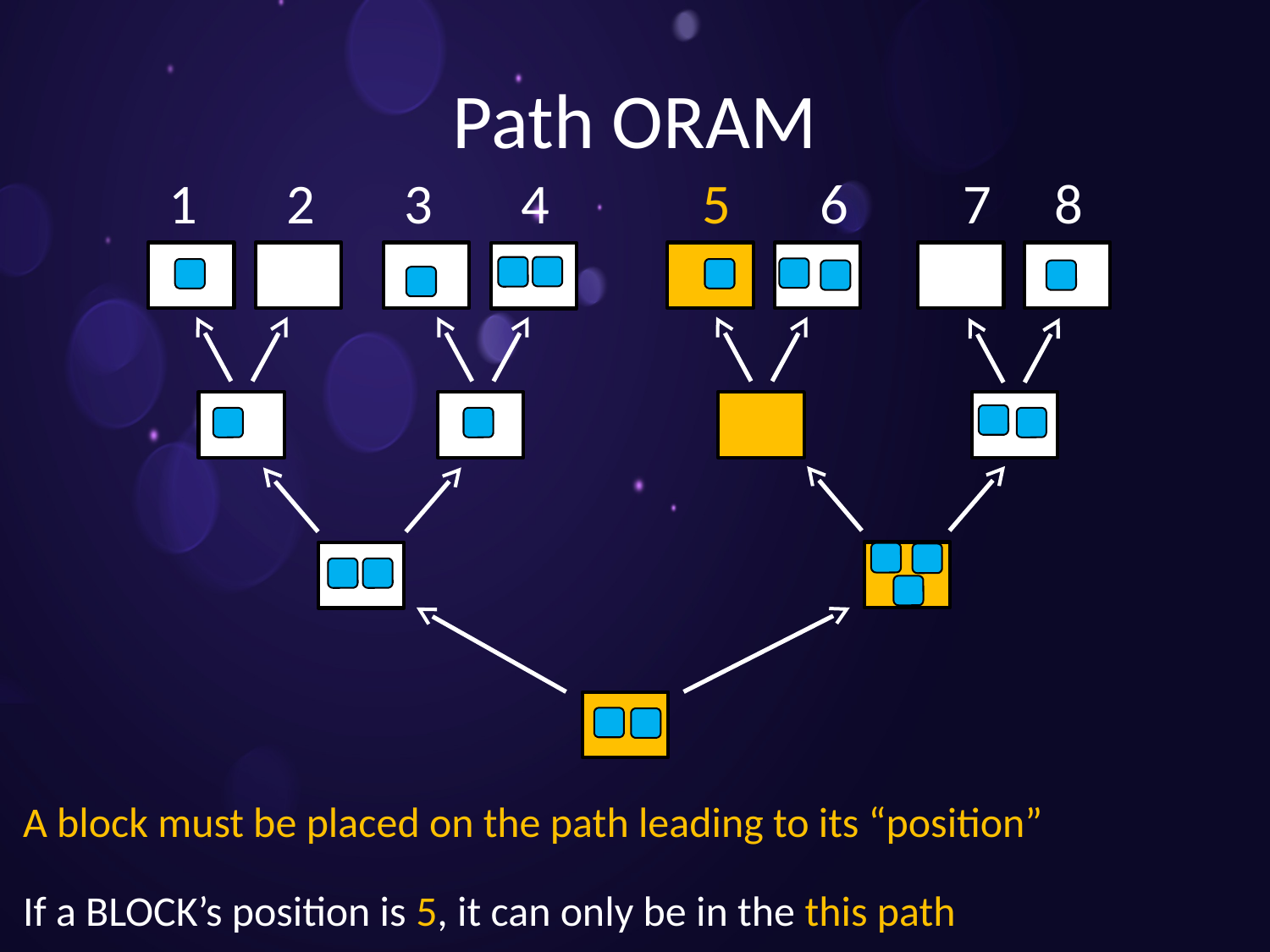# Path ORAM

1 2 3 4 5 6 7 8

A block must be placed on the path leading to its “position”

If a BLOCK’s position is 5, it can only be in the this path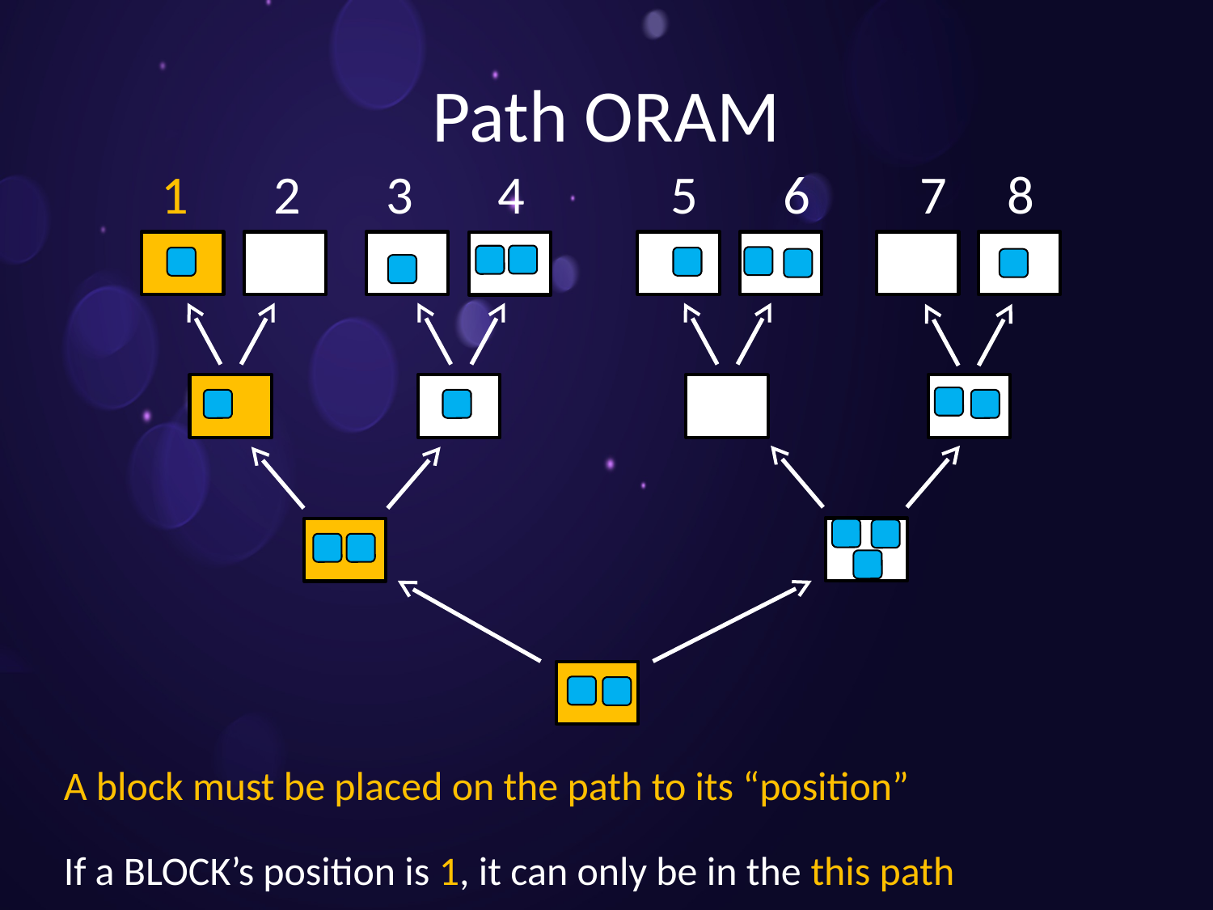# Path ORAM

1 2 3 4 5 6 7 8

A block must be placed on the path to its "position"

If a BLOCK's position is 1, it can only be in the this path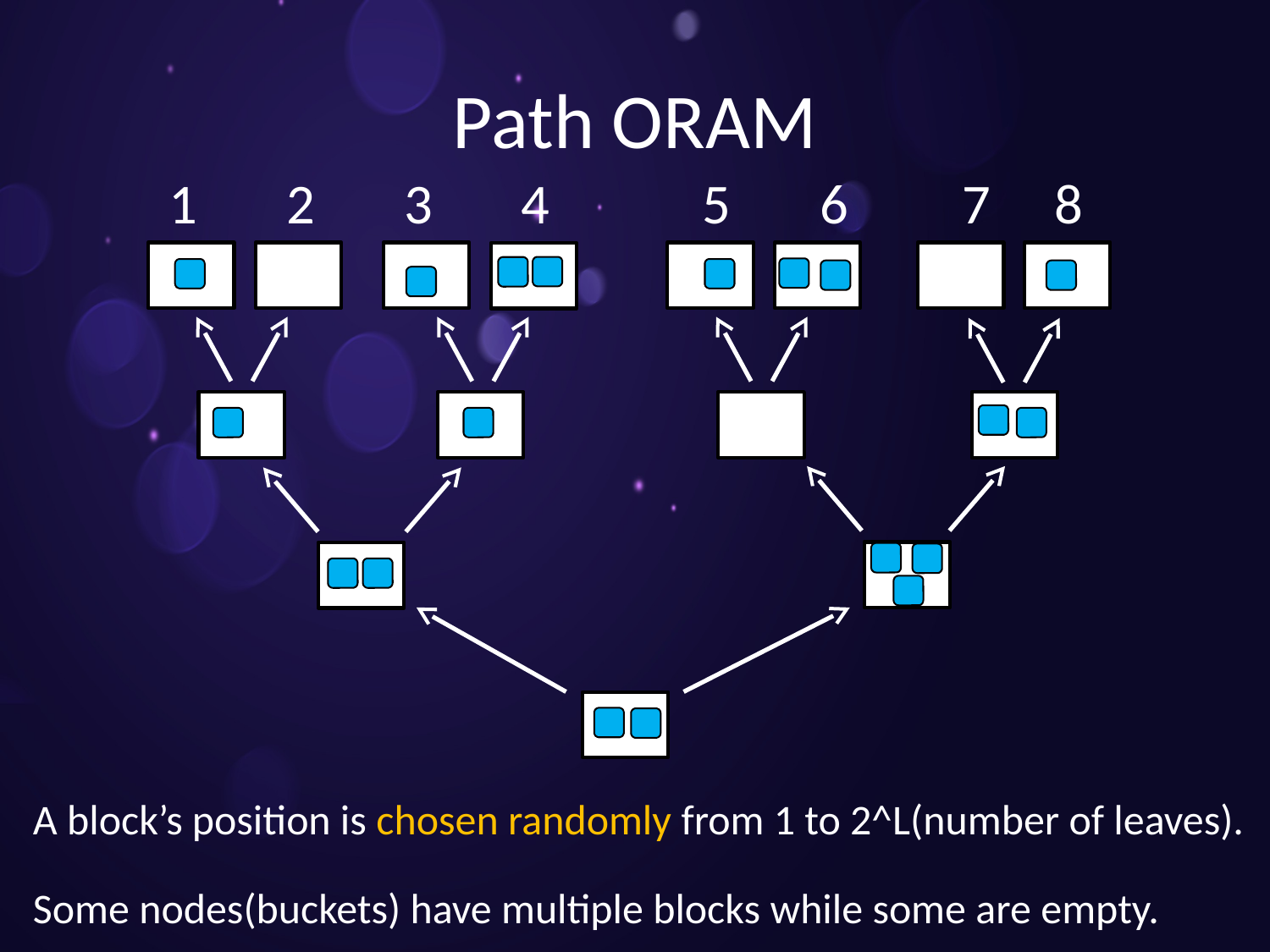# Path ORAM

1 2 3 4 5 6 7 8

A block's position is chosen randomly from 1 to 2^L(number of leaves).

Some nodes(buckets) have multiple blocks while some are empty.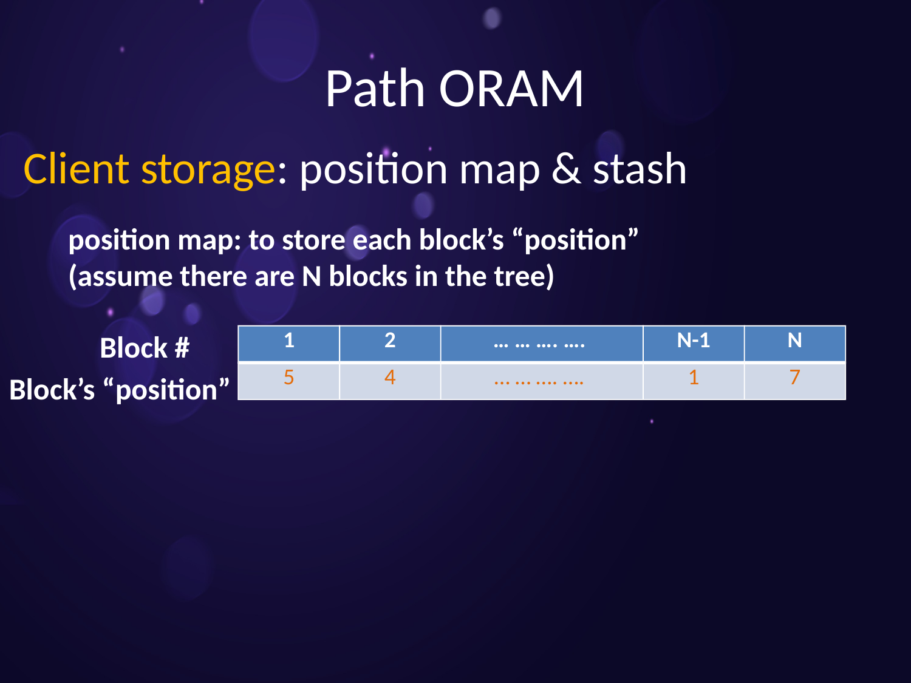# Path ORAM

## Client storage: position map & stash

**position map: to store each block's "position"**
**(assume there are N blocks in the tree)**

| Block # | 1 | 2 | … … …. …. | N-1 | N |
|---|---|---|---|---|---|
| Block's "position" | 5 | 4 | … … …. …. | 1 | 7 |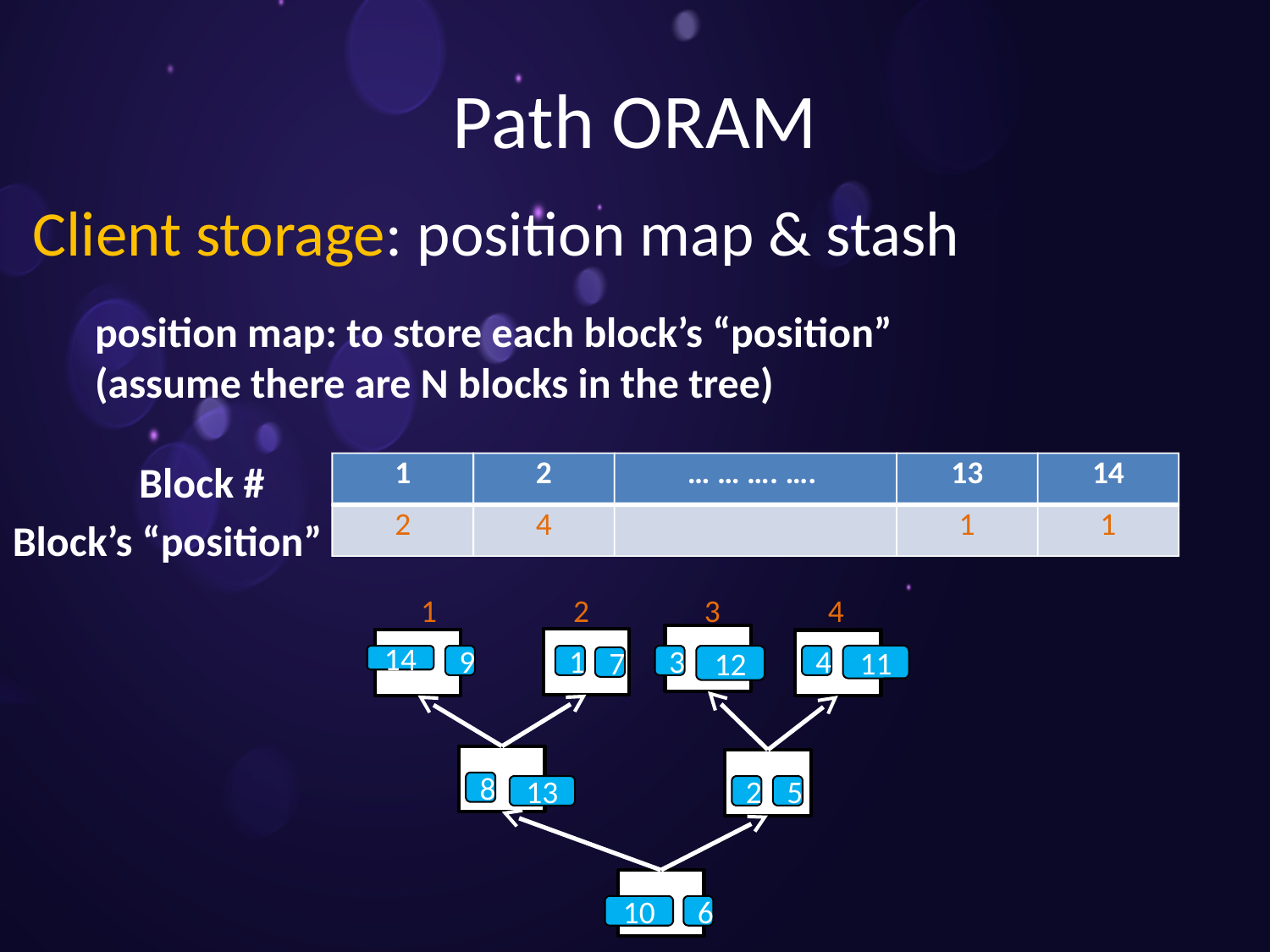# Path ORAM

## Client storage: position map & stash

**position map: to store each block's "position"**
**(assume there are N blocks in the tree)**

| Block # | 1 | 2 | … … …. …. | 13 | 14 |
|---|---|---|---|---|---|
| Block's "position" | 2 | 4 | | 1 | 1 |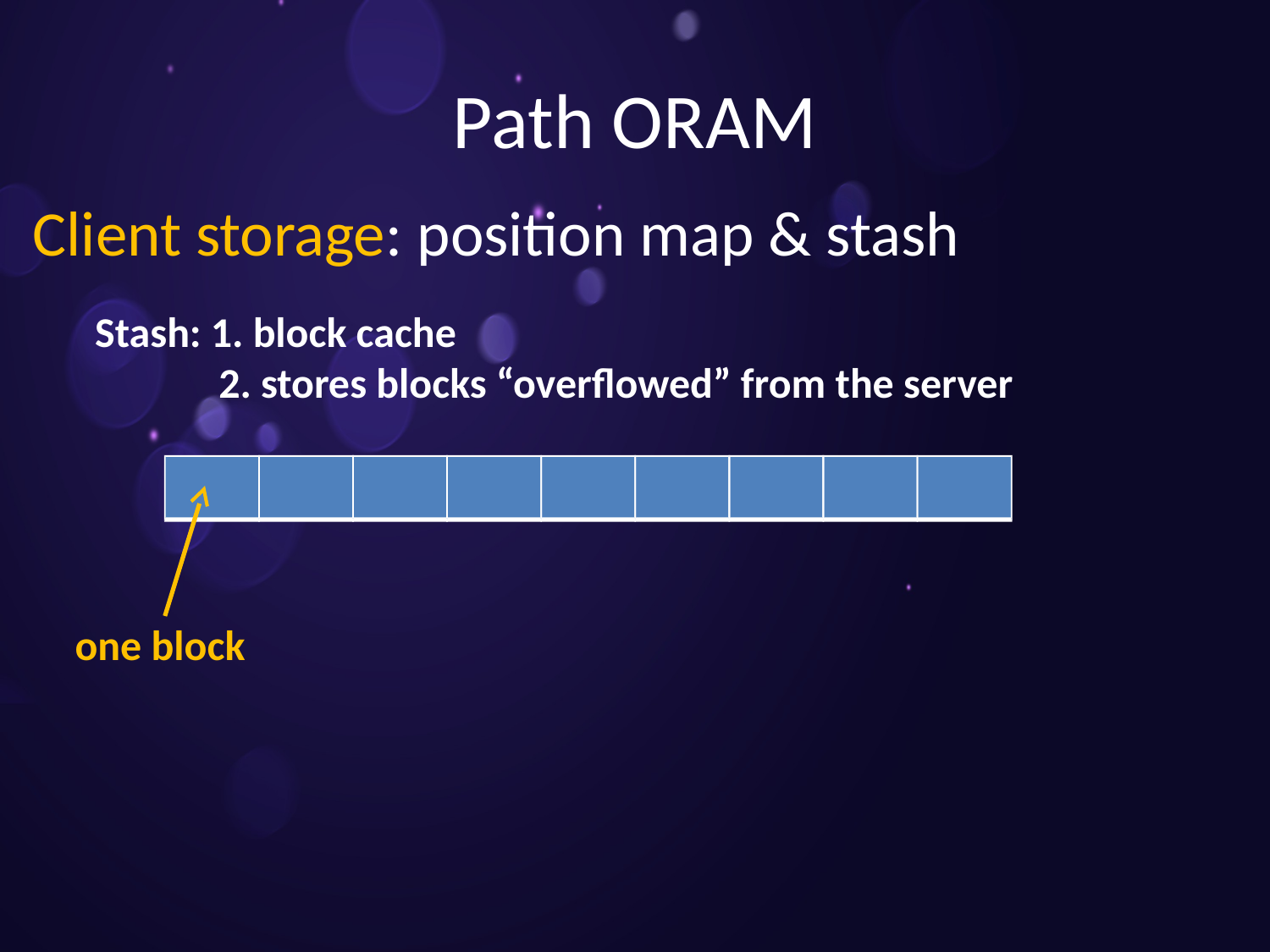# Path ORAM

## Client storage: position map & stash

**Stash: 1. block cache**

**2. stores blocks "overflowed" from the server**

**one block**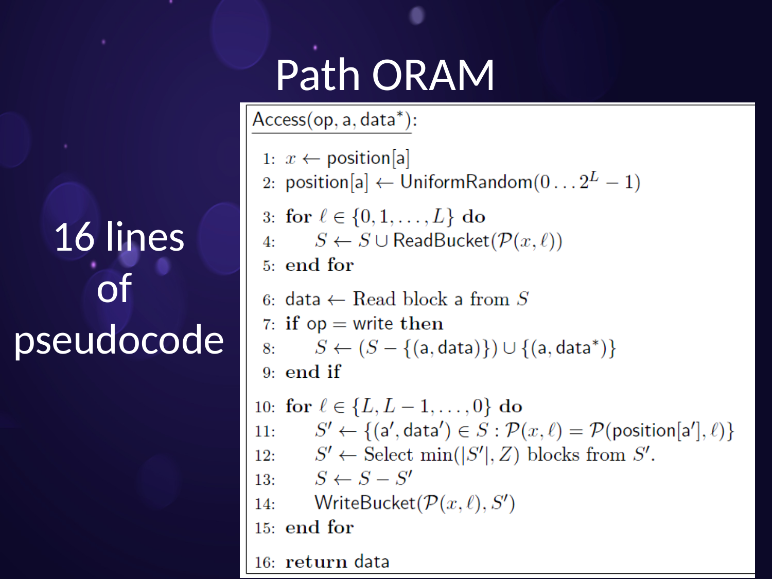# Path ORAM

16 lines of pseudocode

**Access(op, a, data\*):**

1: $x \leftarrow \text{position}[a]$
2: $\text{position}[a] \leftarrow \text{UniformRandom}(0 \ldots 2^L - 1)$
3: **for** $\ell \in \{0, 1, \ldots, L\}$ **do**
4: $\quad S \leftarrow S \cup \text{ReadBucket}(\mathcal{P}(x, \ell))$
5: **end for**
6: $\text{data} \leftarrow$ Read block a from $S$
7: **if** op = write **then**
8: $\quad S \leftarrow (S - \{(\text{a}, \text{data})\}) \cup \{(\text{a}, \text{data}^*)\}$
9: **end if**
10: **for** $\ell \in \{L, L-1, \ldots, 0\}$ **do**
11: $\quad S' \leftarrow \{(\text{a}', \text{data}') \in S : \mathcal{P}(x, \ell) = \mathcal{P}(\text{position}[\text{a}'], \ell)\}$
12: $\quad S' \leftarrow$ Select $\min(|S'|, Z)$ blocks from $S'$.
13: $\quad S \leftarrow S - S'$
14: $\quad \text{WriteBucket}(\mathcal{P}(x, \ell), S')$
15: **end for**
16: **return** data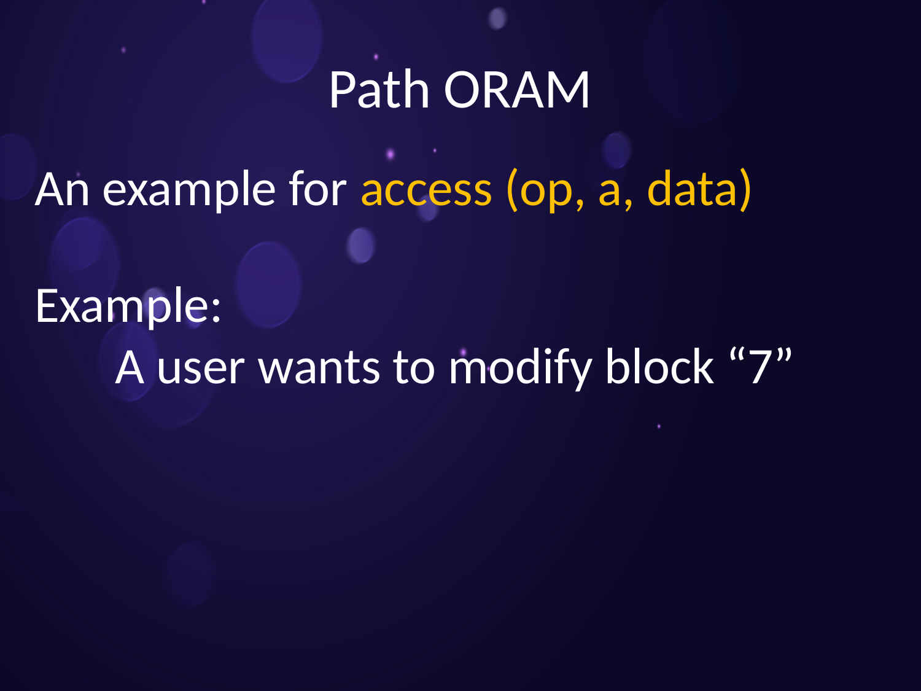# Path ORAM

An example for access (op, a, data)

Example:

A user wants to modify block “7”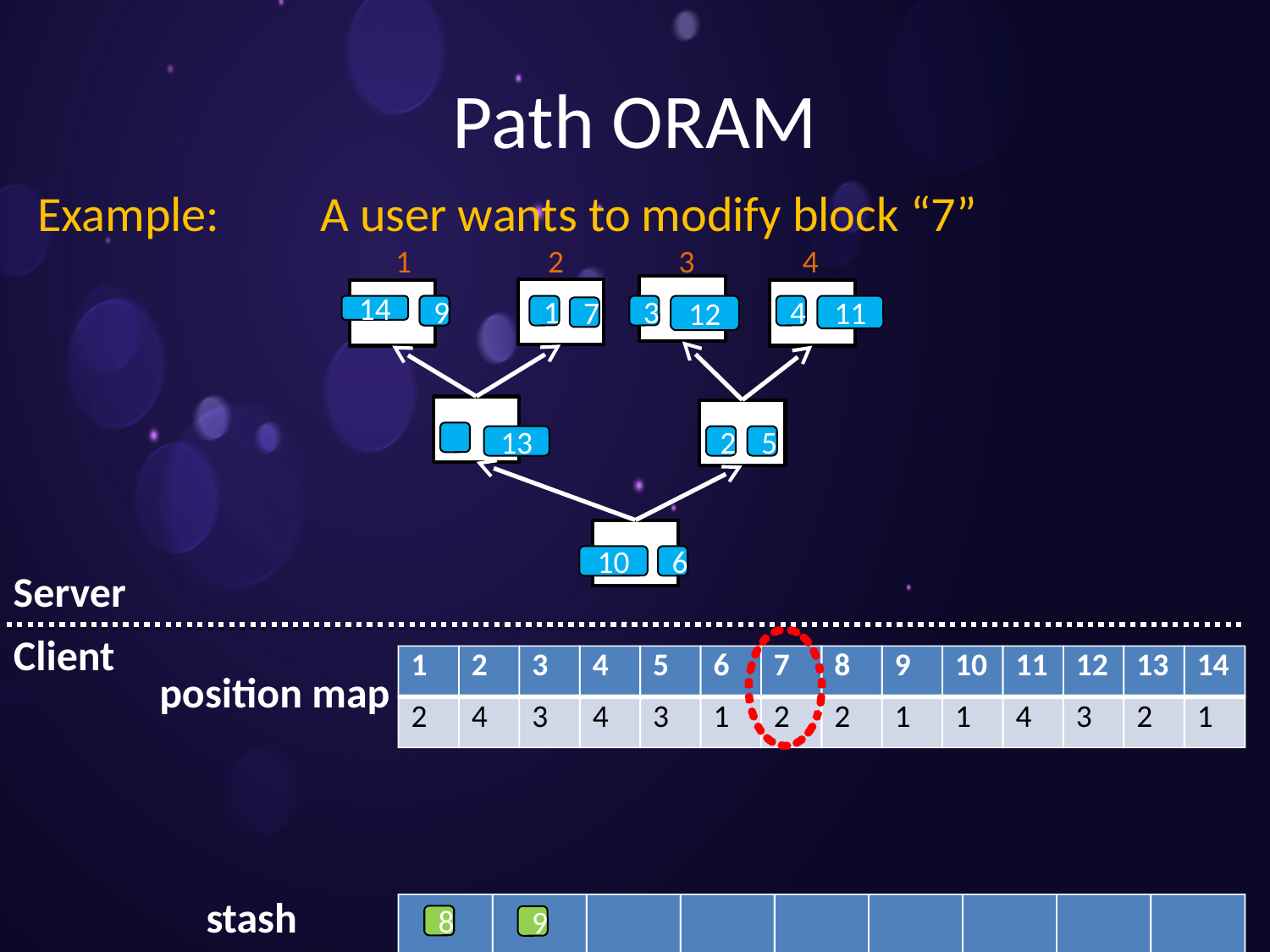# Path ORAM

**Example:** A user wants to modify block "7"

Server

Client

position map

| 1 | 2 | 3 | 4 | 5 | 6 | 7 | 8 | 9 | 10 | 11 | 12 | 13 | 14 |
|---|---|---|---|---|---|---|---|---|---|---|---|---|---|
| 2 | 4 | 3 | 4 | 3 | 1 | 2 | 2 | 1 | 1 | 4 | 3 | 2 | 1 |

stash

| 8 | 9 | | | | | | | |
|---|---|---|---|---|---|---|---|---|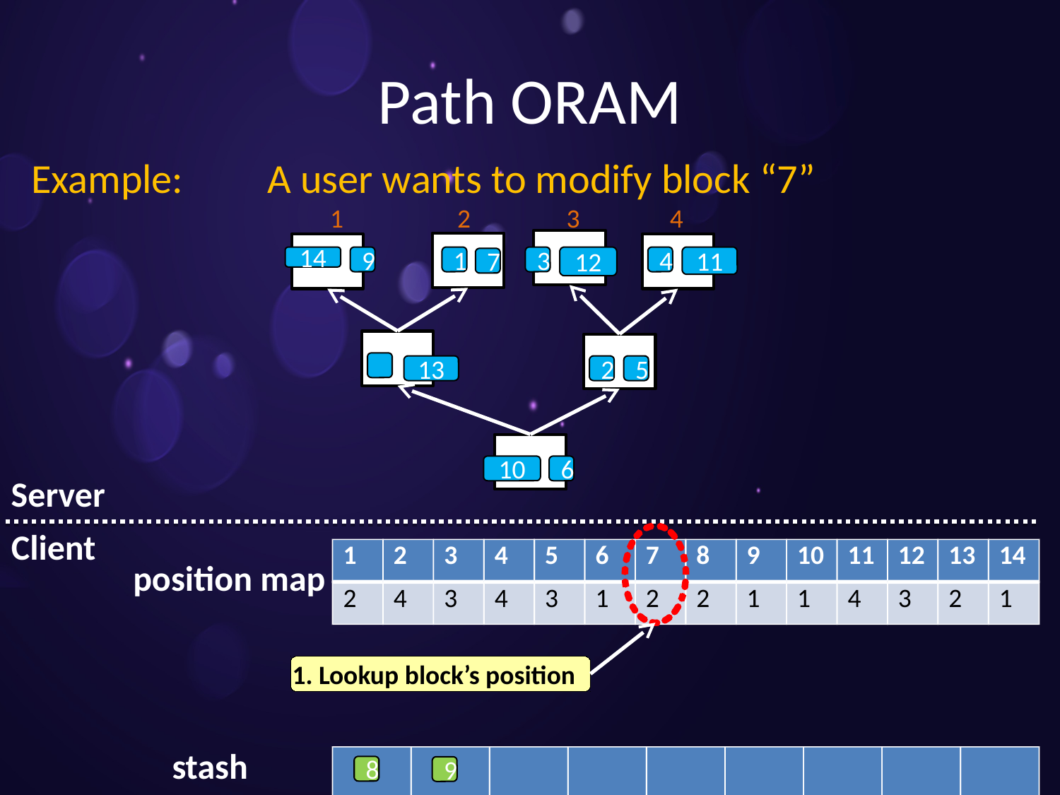# Path ORAM

**Example:** A user wants to modify block "7"

**Server**

**Client**

**position map**

| 1 | 2 | 3 | 4 | 5 | 6 | 7 | 8 | 9 | 10 | 11 | 12 | 13 | 14 |
|---|---|---|---|---|---|---|---|---|---|---|---|---|---|
| 2 | 4 | 3 | 4 | 3 | 1 | 2 | 2 | 1 | 1 | 4 | 3 | 2 | 1 |

1. Lookup block's position

**stash**

| 8 | 9 | | | | | | | |
|---|---|---|---|---|---|---|---|---|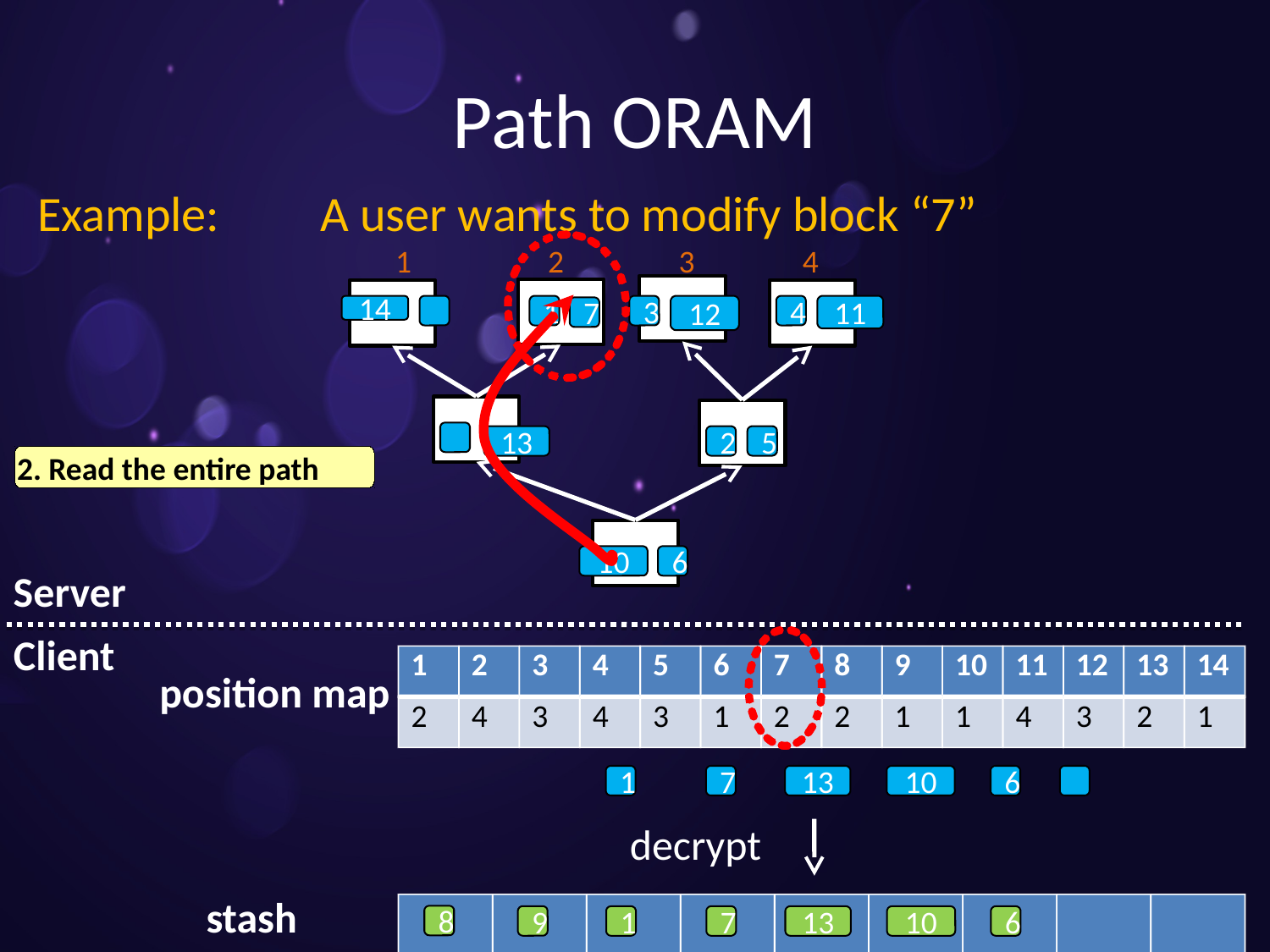# Path ORAM

**Example:** A user wants to modify block "7"

**2. Read the entire path**

Server

Client

**position map**

| 1 | 2 | 3 | 4 | 5 | 6 | 7 | 8 | 9 | 10 | 11 | 12 | 13 | 14 |
|---|---|---|---|---|---|---|---|---|---|---|---|---|---|
| 2 | 4 | 3 | 4 | 3 | 1 | 2 | 2 | 1 | 1 | 4 | 3 | 2 | 1 |

1 7 13 10 6

decrypt

**stash**

| 8 | 9 | 1 | 7 | 13 | 10 | 6 | | |
|---|---|---|---|---|---|---|---|---|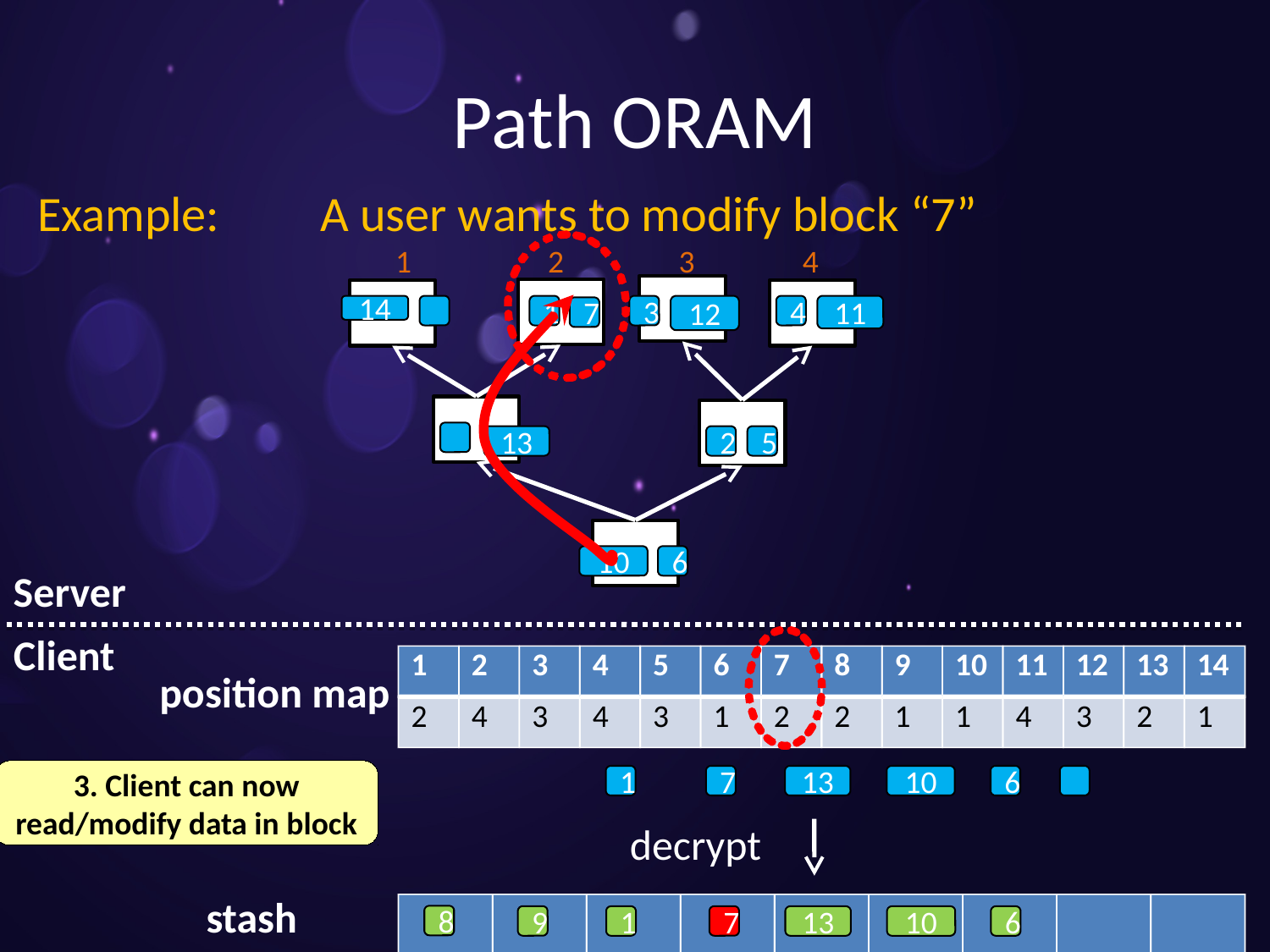# Path ORAM

**Example:** A user wants to modify block "7"

**Server**

**Client**

**position map**

| 1 | 2 | 3 | 4 | 5 | 6 | 7 | 8 | 9 | 10 | 11 | 12 | 13 | 14 |
|---|---|---|---|---|---|---|---|---|---|---|---|---|---|
| 2 | 4 | 3 | 4 | 3 | 1 | 2 | 2 | 1 | 1 | 4 | 3 | 2 | 1 |

3. Client can now read/modify data in block

decrypt

**stash**

| 8 | 9 | 1 | 7 | 13 | 10 | 6 | | |
|---|---|---|---|---|---|---|---|---|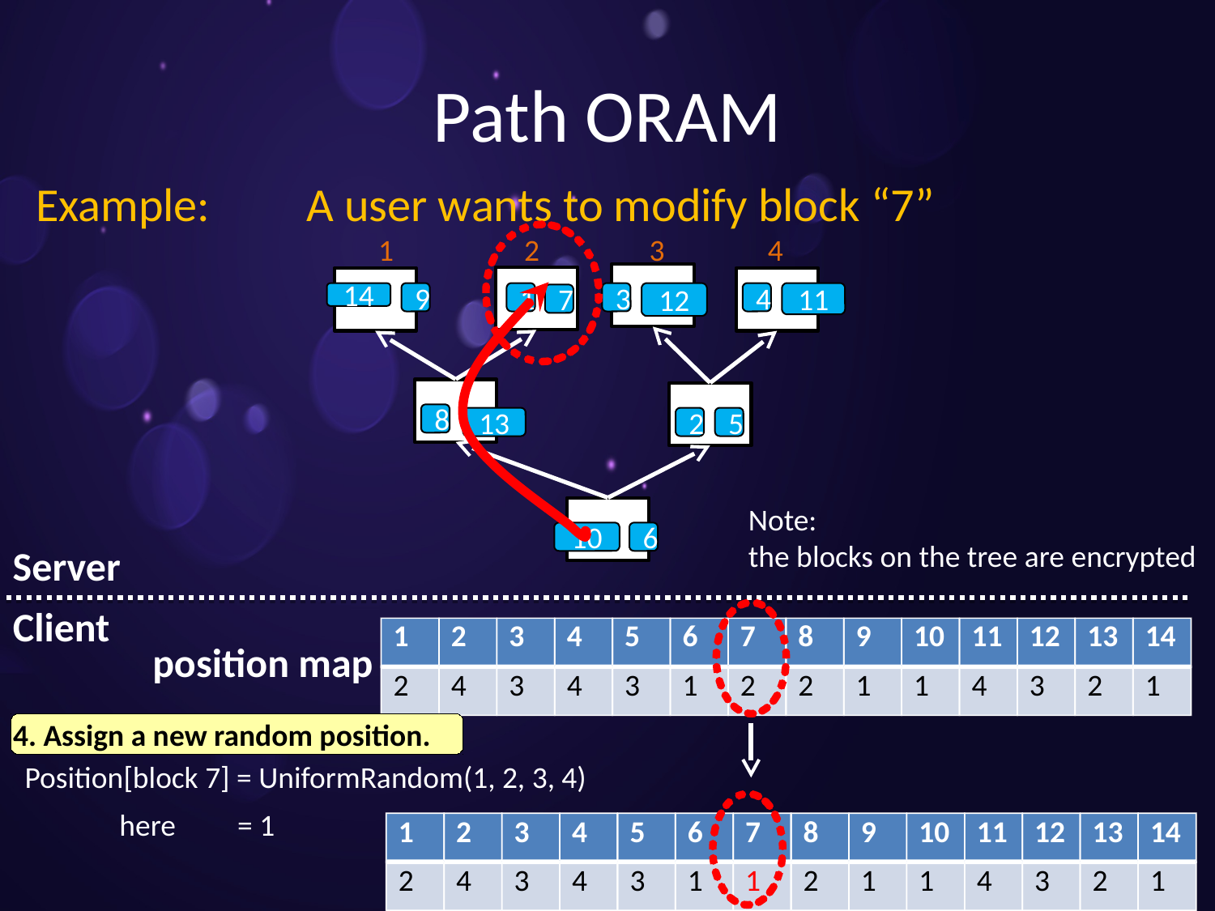# Path ORAM

**Example:** A user wants to modify block "7"

1 2 3 4

14 9 | 7 7 | 3 12 | 4 11

8 13 | 2 5

10 6

**Server**

Note:
the blocks on the tree are encrypted

**Client**

**position map**

| 1 | 2 | 3 | 4 | 5 | 6 | 7 | 8 | 9 | 10 | 11 | 12 | 13 | 14 |
|---|---|---|---|---|---|---|---|---|---|---|---|---|---|
| 2 | 4 | 3 | 4 | 3 | 1 | 2 | 2 | 1 | 1 | 4 | 3 | 2 | 1 |

**4. Assign a new random position.**

Position[block 7] = UniformRandom(1, 2, 3, 4)

here = 1

| 1 | 2 | 3 | 4 | 5 | 6 | 7 | 8 | 9 | 10 | 11 | 12 | 13 | 14 |
|---|---|---|---|---|---|---|---|---|---|---|---|---|---|
| 2 | 4 | 3 | 4 | 3 | 1 | 1 | 2 | 1 | 1 | 4 | 3 | 2 | 1 |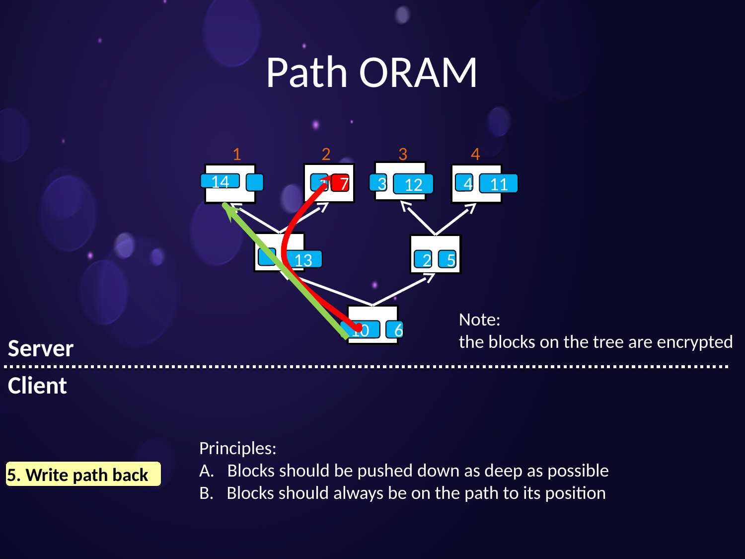# Path ORAM

Note:
the blocks on the tree are encrypted

**Server**

**Client**

**5. Write path back**

Principles:

A. Blocks should be pushed down as deep as possible

B. Blocks should always be on the path to its position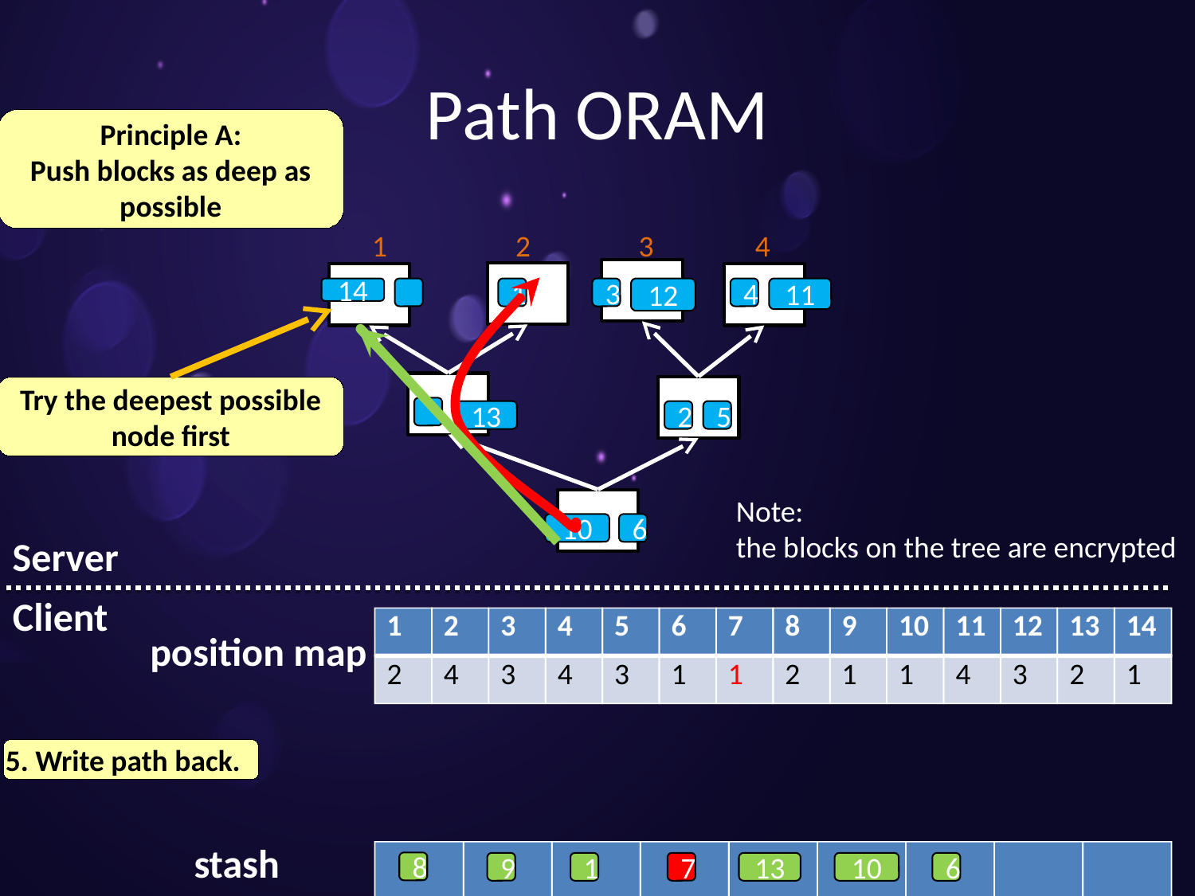# Path ORAM

**Principle A: Push blocks as deep as possible**

**Try the deepest possible node first**

1 2 3 4

14 | 7 | 3 12 | 4 11

13 | 2 5

10 6

Note: the blocks on the tree are encrypted

**Server**

**Client**

**position map**

| 1 | 2 | 3 | 4 | 5 | 6 | 7 | 8 | 9 | 10 | 11 | 12 | 13 | 14 |
|---|---|---|---|---|---|---|---|---|---|---|---|---|---|
| 2 | 4 | 3 | 4 | 3 | 1 | 1 | 2 | 1 | 1 | 4 | 3 | 2 | 1 |

**5. Write path back.**

**stash**

| 8 | 9 | 1 | 7 | 13 | 10 | 6 | | |
|---|---|---|---|---|---|---|---|---|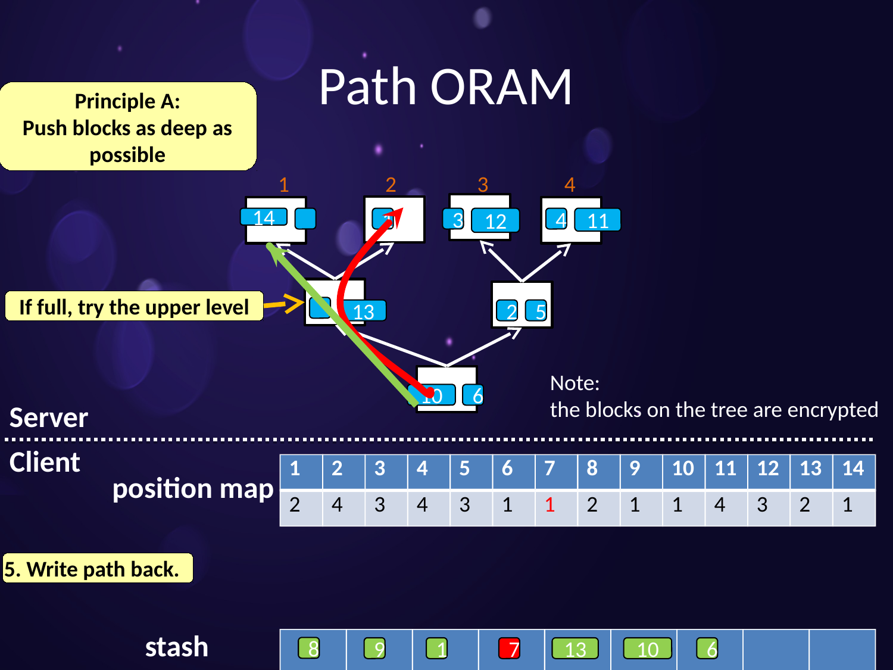# Path ORAM

**Principle A: Push blocks as deep as possible**

**If full, try the upper level**

Note: the blocks on the tree are encrypted

**Server**

**Client**

**position map**

| 1 | 2 | 3 | 4 | 5 | 6 | 7 | 8 | 9 | 10 | 11 | 12 | 13 | 14 |
|---|---|---|---|---|---|---|---|---|---|---|---|---|---|
| 2 | 4 | 3 | 4 | 3 | 1 | 1 | 2 | 1 | 1 | 4 | 3 | 2 | 1 |

**5. Write path back.**

**stash**

| 8 | 9 | 1 | 7 | 13 | 10 | 6 | | |
|---|---|---|---|---|---|---|---|---|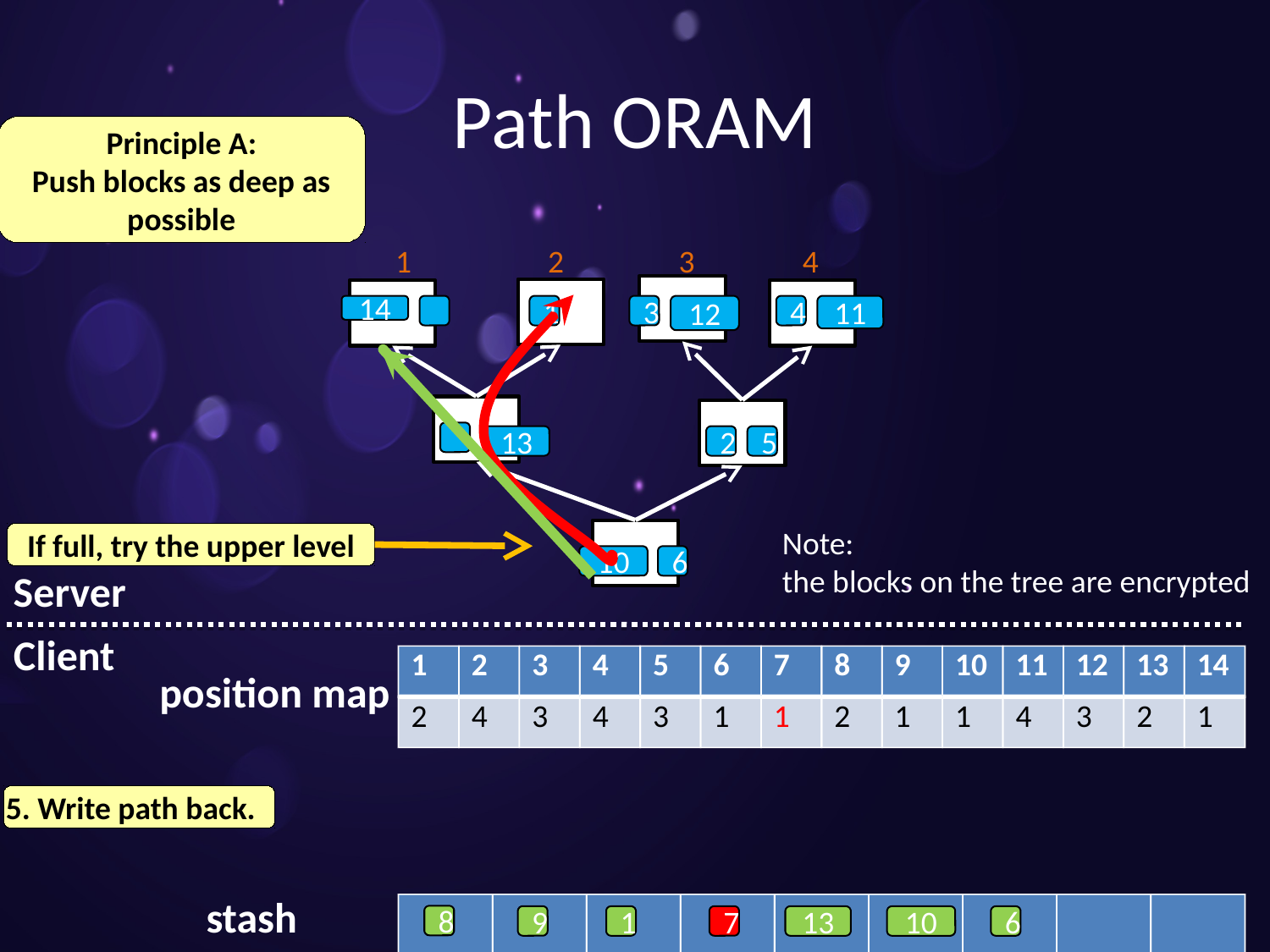# Path ORAM

**Principle A: Push blocks as deep as possible**

**If full, try the upper level**

**Server**

Note:
the blocks on the tree are encrypted

**Client**

**position map**

| 1 | 2 | 3 | 4 | 5 | 6 | 7 | 8 | 9 | 10 | 11 | 12 | 13 | 14 |
|---|---|---|---|---|---|---|---|---|---|---|---|---|---|
| 2 | 4 | 3 | 4 | 3 | 1 | 1 | 2 | 1 | 1 | 4 | 3 | 2 | 1 |

**5. Write path back.**

**stash**

| 8 | 9 | 1 | 7 | 13 | 10 | 6 | | |
|---|---|---|---|---|---|---|---|---|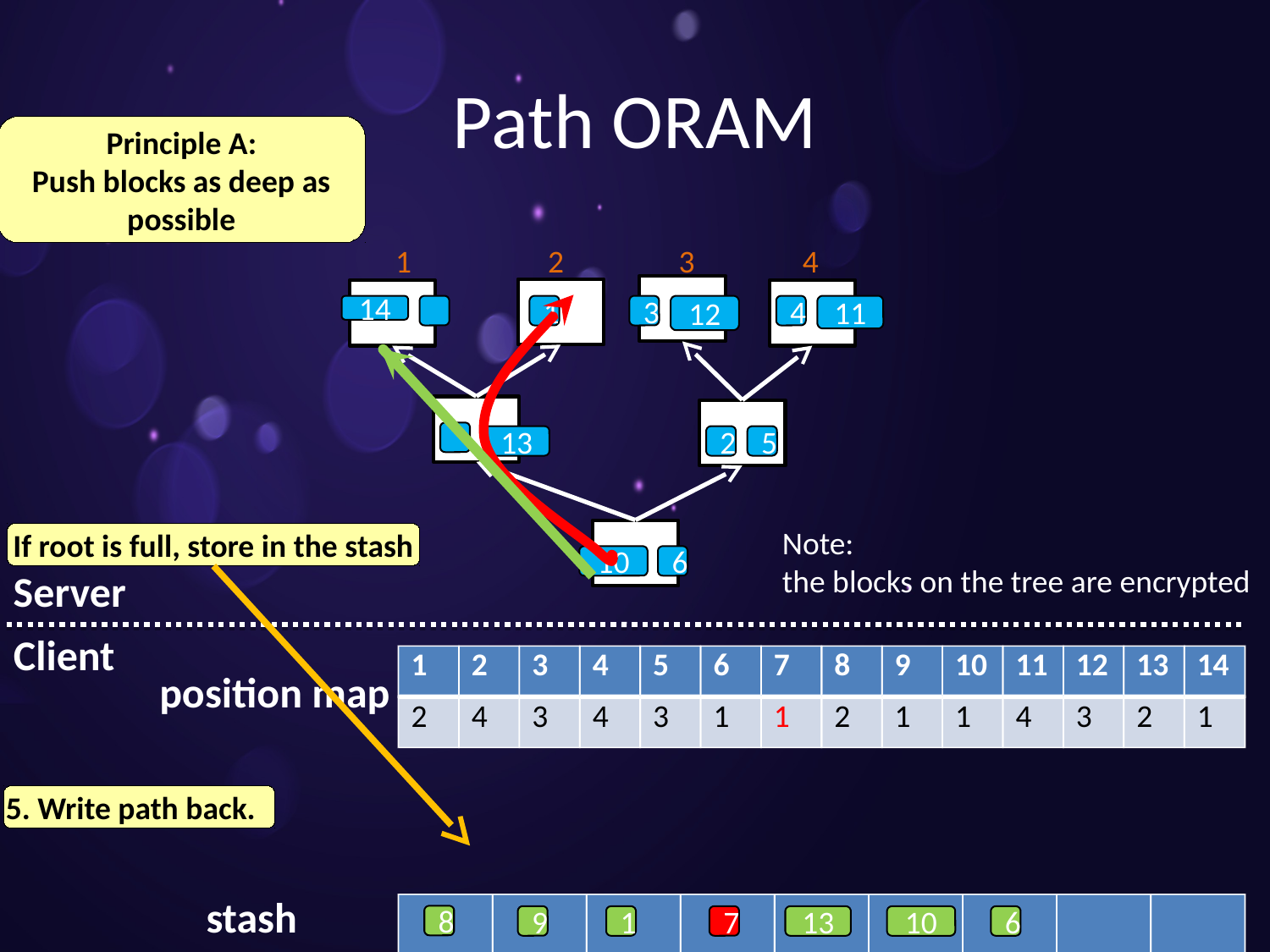# Path ORAM

Principle A:
Push blocks as deep as possible

1 2 3 4

14 | 7 | 3 12 | 4 11

13 | 2 5

10 6

If root is full, store in the stash

Server

Note:
the blocks on the tree are encrypted

Client

position map

| 1 | 2 | 3 | 4 | 5 | 6 | 7 | 8 | 9 | 10 | 11 | 12 | 13 | 14 |
|---|---|---|---|---|---|---|---|---|---|---|---|---|---|
| 2 | 4 | 3 | 4 | 3 | 1 | 1 | 2 | 1 | 1 | 4 | 3 | 2 | 1 |

5. Write path back.

stash

| 8 | 9 | 1 | 7 | 13 | 10 | 6 | | |
|---|---|---|---|---|---|---|---|---|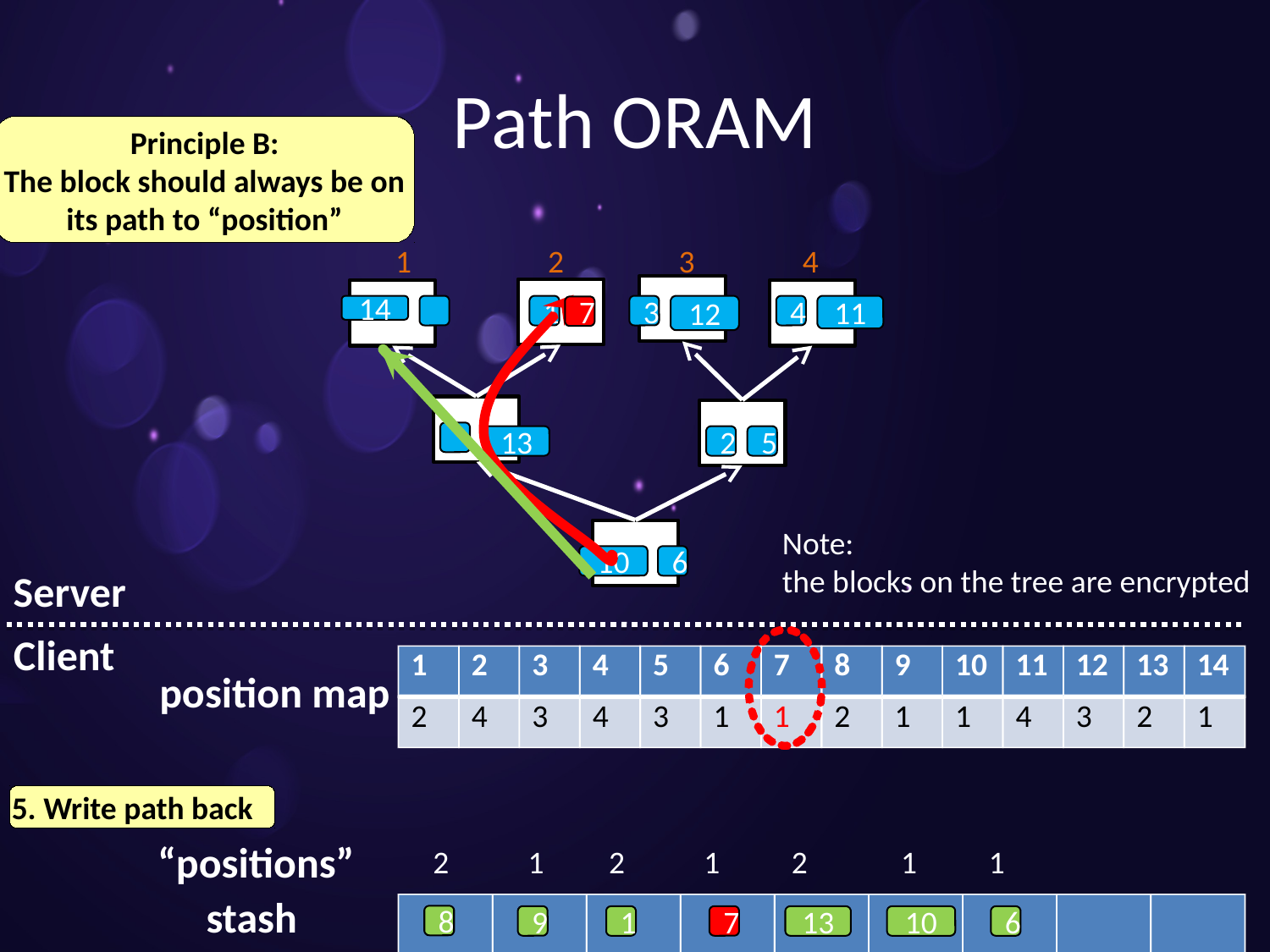# Path ORAM

**Principle B:**
**The block should always be on its path to "position"**

Note:
the blocks on the tree are encrypted

**Server**

**Client**

**position map**

| 1 | 2 | 3 | 4 | 5 | 6 | 7 | 8 | 9 | 10 | 11 | 12 | 13 | 14 |
|---|---|---|---|---|---|---|---|---|---|---|---|---|---|
| 2 | 4 | 3 | 4 | 3 | 1 | 1 | 2 | 1 | 1 | 4 | 3 | 2 | 1 |

**5. Write path back**

| "positions" | 2 | 1 | 2 | 1 | 2 | 1 | 1 | | |
|---|---|---|---|---|---|---|---|---|---|
| **stash** | 8 | 9 | 1 | 7 | 13 | 10 | 6 | | |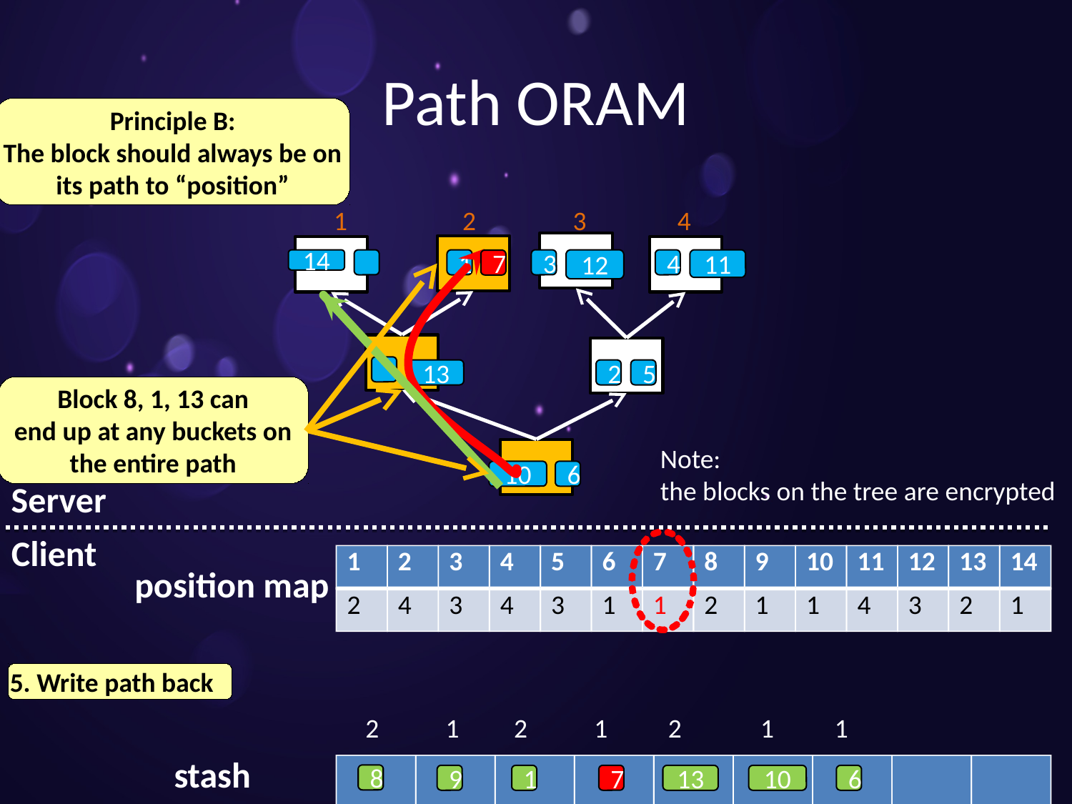# Path ORAM

**Principle B:**
**The block should always be on its path to "position"**

**Block 8, 1, 13 can end up at any buckets on the entire path**

**Server**

Note:
the blocks on the tree are encrypted

**Client**

**position map**

| 1 | 2 | 3 | 4 | 5 | 6 | 7 | 8 | 9 | 10 | 11 | 12 | 13 | 14 |
|---|---|---|---|---|---|---|---|---|---|---|---|---|---|
| 2 | 4 | 3 | 4 | 3 | 1 | 1 | 2 | 1 | 1 | 4 | 3 | 2 | 1 |

**5. Write path back**

**stash**

| 2 | 1 | 2 | 1 | 2 | 1 | 1 | | |
|---|---|---|---|---|---|---|---|---|
| 8 | 9 | 1 | 7 | 13 | 10 | 6 | | |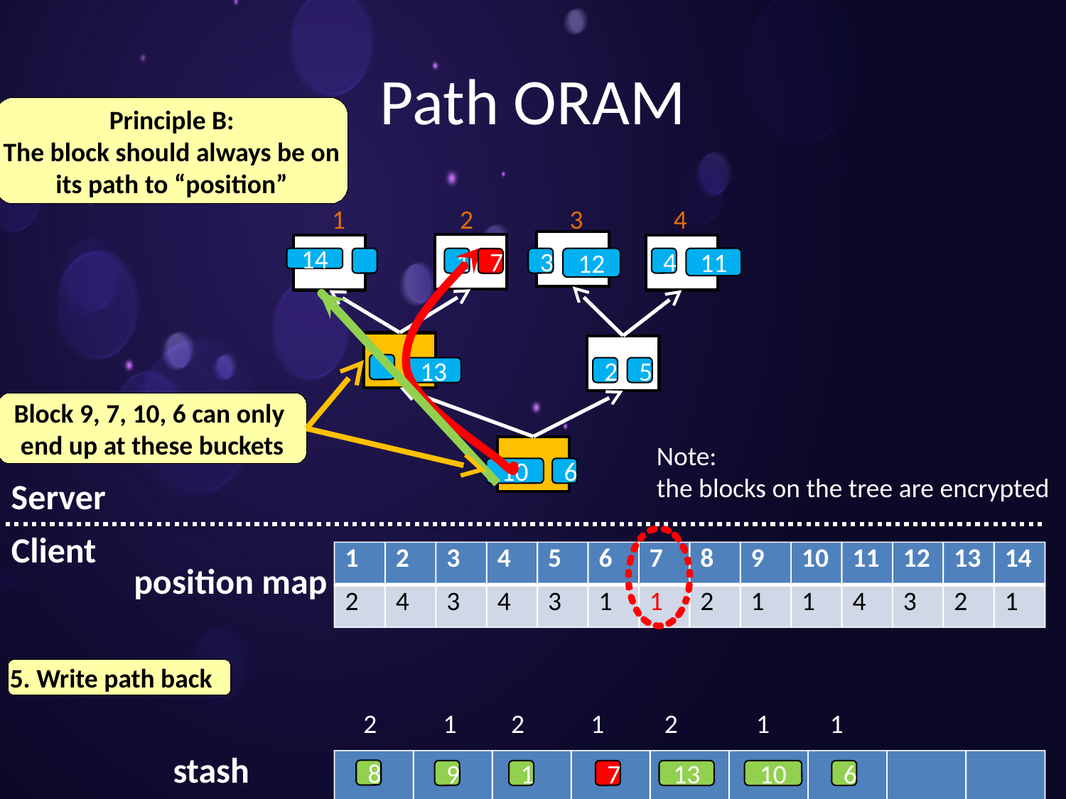# Path ORAM

**Principle B:**
**The block should always be on its path to "position"**

**Block 9, 7, 10, 6 can only end up at these buckets**

**Server**

Note:
the blocks on the tree are encrypted

**Client**

**position map**

| 1 | 2 | 3 | 4 | 5 | 6 | 7 | 8 | 9 | 10 | 11 | 12 | 13 | 14 |
|---|---|---|---|---|---|---|---|---|---|---|---|---|---|
| 2 | 4 | 3 | 4 | 3 | 1 | 1 | 2 | 1 | 1 | 4 | 3 | 2 | 1 |

**5. Write path back**

**stash**

| 2 | 1 | 2 | 1 | 2 | 1 | 1 | | |
|---|---|---|---|---|---|---|---|---|
| 8 | 9 | 1 | 7 | 13 | 10 | 6 | | |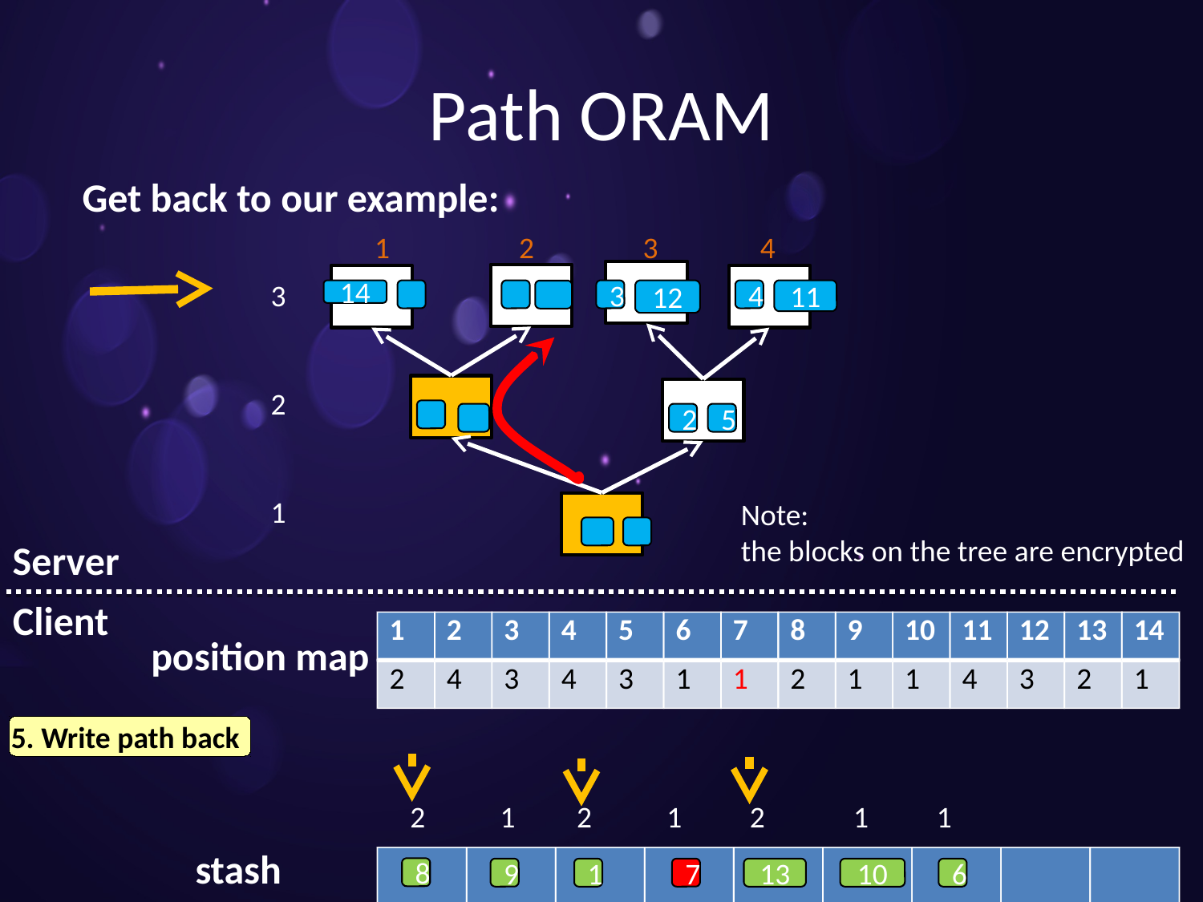# Path ORAM

**Get back to our example:**

Server

Note:
the blocks on the tree are encrypted

Client

**position map**

| 1 | 2 | 3 | 4 | 5 | 6 | 7 | 8 | 9 | 10 | 11 | 12 | 13 | 14 |
|---|---|---|---|---|---|---|---|---|---|---|---|---|---|
| 2 | 4 | 3 | 4 | 3 | 1 | 1 | 2 | 1 | 1 | 4 | 3 | 2 | 1 |

**5. Write path back**

**stash**

| 8 | 9 | 1 | 7 | 13 | 10 | 6 | | |
|---|---|---|---|---|---|---|---|---|
| 2 | 1 | 2 | 1 | 2 | 1 | 1 | | |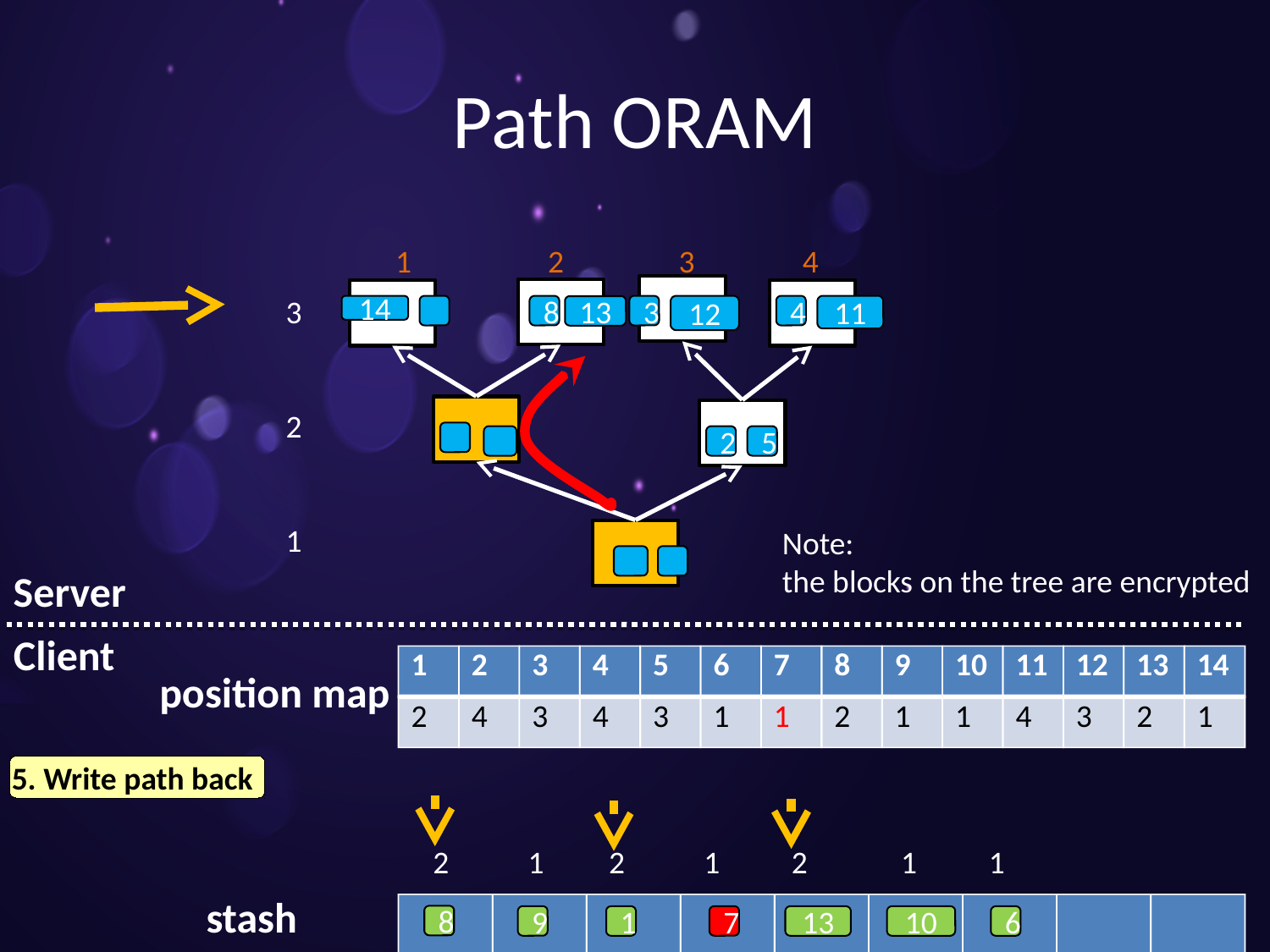# Path ORAM

Note:
the blocks on the tree are encrypted

**Server**

**Client**

**position map**

| 1 | 2 | 3 | 4 | 5 | 6 | 7 | 8 | 9 | 10 | 11 | 12 | 13 | 14 |
|---|---|---|---|---|---|---|---|---|---|---|---|---|---|
| 2 | 4 | 3 | 4 | 3 | 1 | 1 | 2 | 1 | 1 | 4 | 3 | 2 | 1 |

**5. Write path back**

**stash**

| 2 | 1 | 2 | 1 | 2 | 1 | 1 | | |
|---|---|---|---|---|---|---|---|---|
| 8 | 9 | 1 | 7 | 13 | 10 | 6 | | |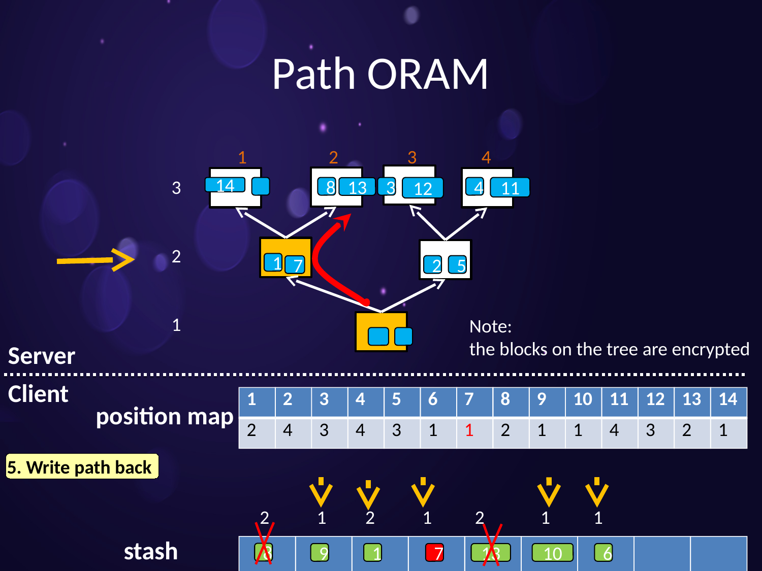# Path ORAM

Server

Note:
the blocks on the tree are encrypted

Client

position map

| 1 | 2 | 3 | 4 | 5 | 6 | 7 | 8 | 9 | 10 | 11 | 12 | 13 | 14 |
|---|---|---|---|---|---|---|---|---|---|---|---|---|---|
| 2 | 4 | 3 | 4 | 3 | 1 | 1 | 2 | 1 | 1 | 4 | 3 | 2 | 1 |

**5. Write path back**

stash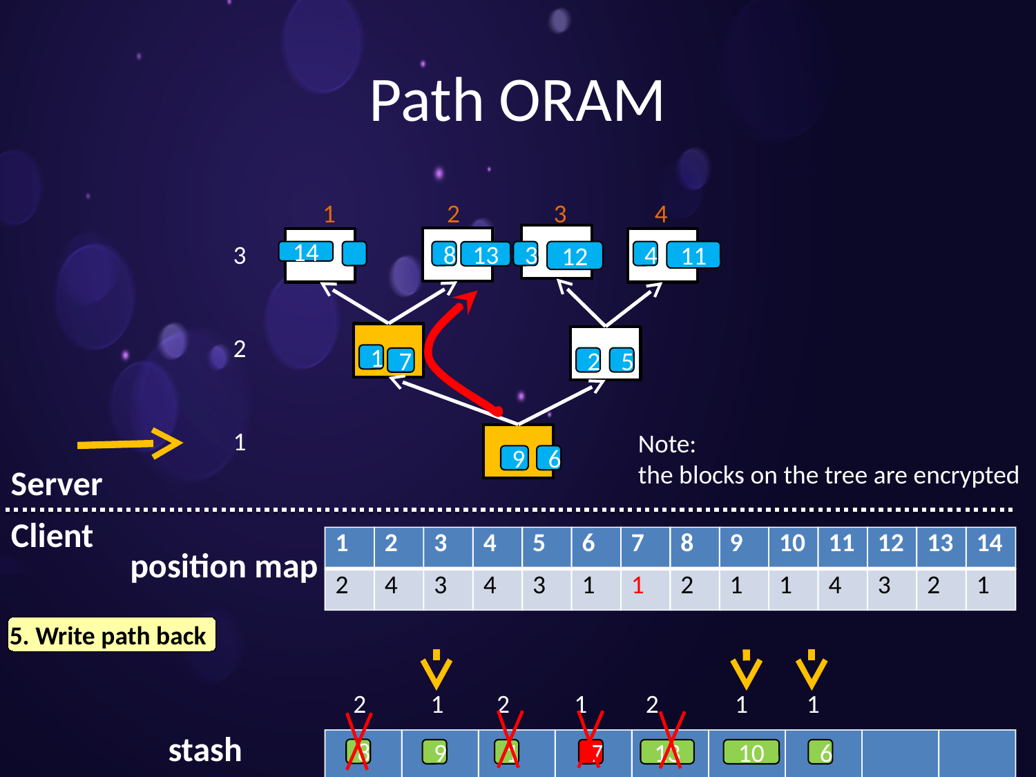# Path ORAM

3

2

1

**Server**

Note:
the blocks on the tree are encrypted

---

**Client**

**position map**

| 1 | 2 | 3 | 4 | 5 | 6 | 7 | 8 | 9 | 10 | 11 | 12 | 13 | 14 |
|---|---|---|---|---|---|---|---|---|---|---|---|---|---|
| 2 | 4 | 3 | 4 | 3 | 1 | 1 | 2 | 1 | 1 | 4 | 3 | 2 | 1 |

**5. Write path back**

**stash**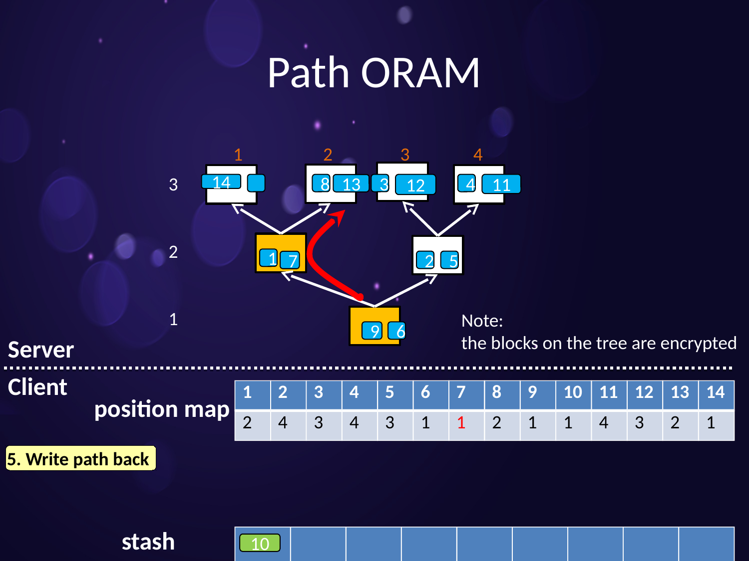# Path ORAM

Server

Note:
the blocks on the tree are encrypted

Client

position map

| 1 | 2 | 3 | 4 | 5 | 6 | 7 | 8 | 9 | 10 | 11 | 12 | 13 | 14 |
|---|---|---|---|---|---|---|---|---|---|---|---|---|---|
| 2 | 4 | 3 | 4 | 3 | 1 | 1 | 2 | 1 | 1 | 4 | 3 | 2 | 1 |

**5. Write path back**

stash

| 10 | | | | | | | | |
|---|---|---|---|---|---|---|---|---|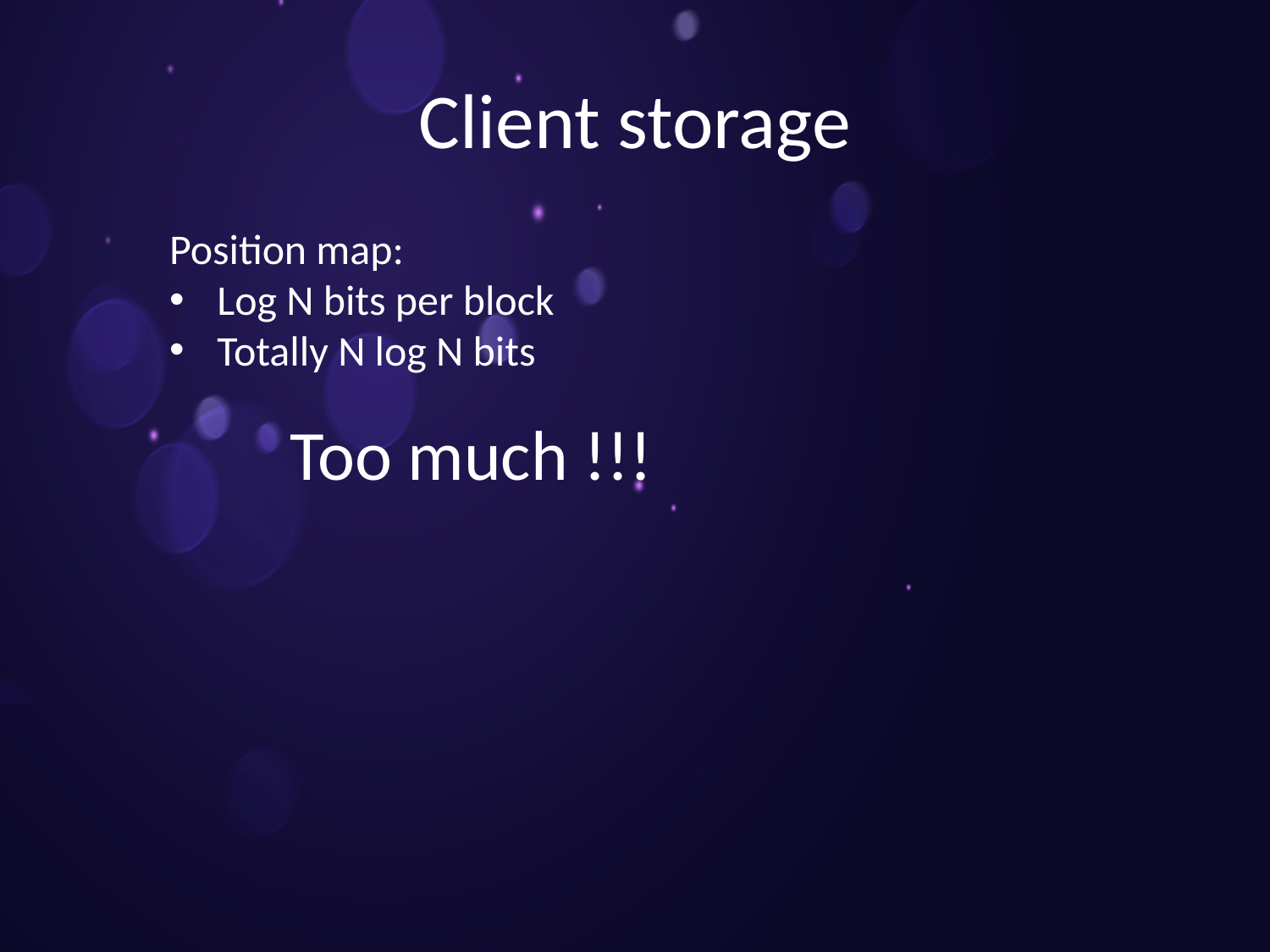# Client storage

Position map:

- Log N bits per block
- Totally N log N bits

Too much !!!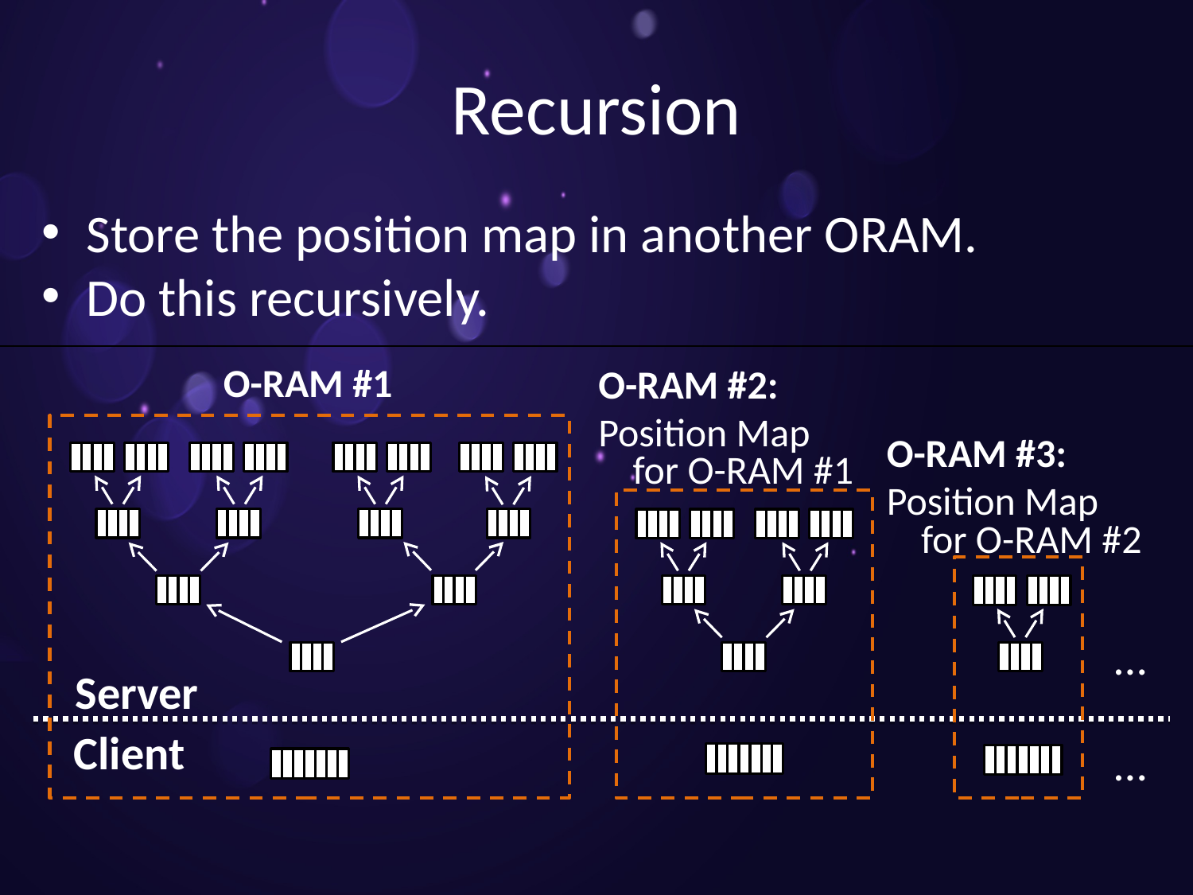# Recursion

- Store the position map in another ORAM.
- Do this recursively.

**O-RAM #1**

**O-RAM #2:**
Position Map for O-RAM #1

**O-RAM #3:**
Position Map for O-RAM #2

**Server**

**Client**

…

…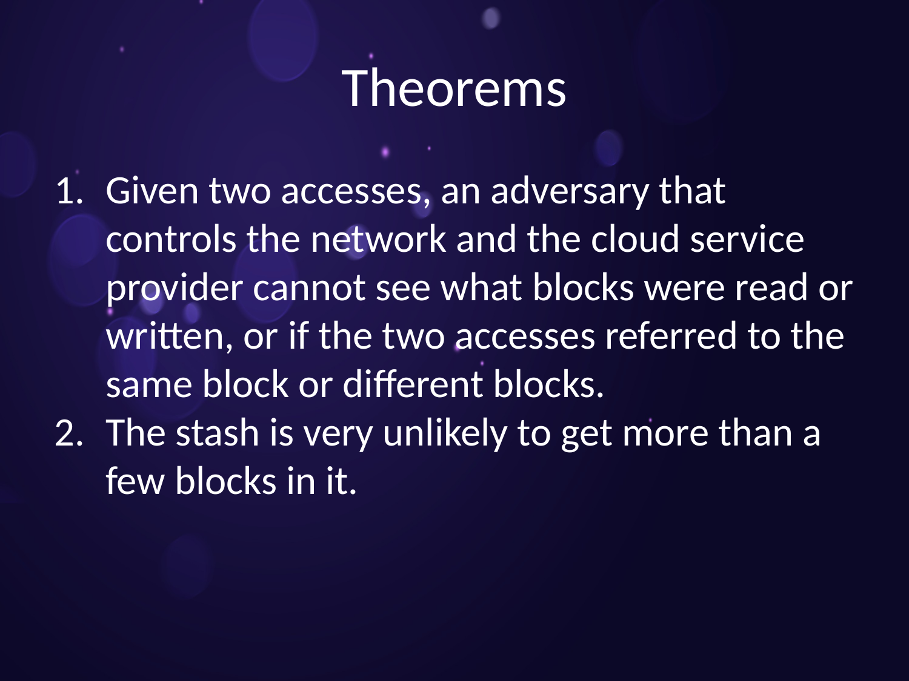# Theorems

1. Given two accesses, an adversary that controls the network and the cloud service provider cannot see what blocks were read or written, or if the two accesses referred to the same block or different blocks.
2. The stash is very unlikely to get more than a few blocks in it.